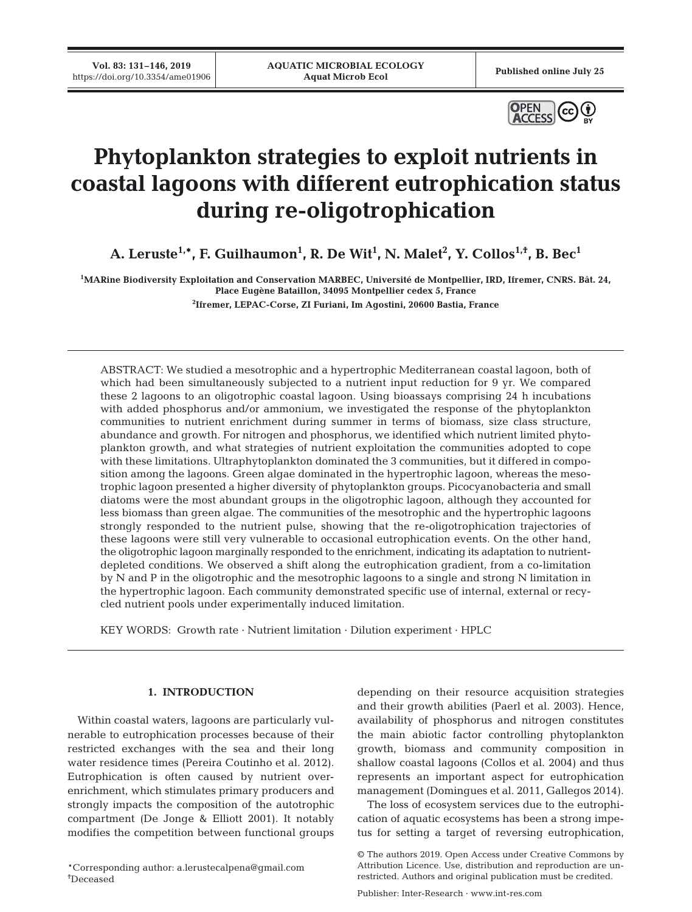# Phytoplankton strategies to exploit nutrients in coastal lagoons with different eutrophication status during re-oligotrophication

**A. Leruste[1,*], F. Guilhaumon[1], R. De Wit[1], N. Malet[2], Y. Collos[1,†], B. Bec[1]**

[1]MARine Biodiversity Exploitation and Conservation MARBEC, Université de Montpellier, IRD, Ifremer, CNRS. Bât. 24, Place Eugène Bataillon, 34095 Montpellier cedex 5, France

[2]Ifremer, LEPAC-Corse, ZI Furiani, Im Agostini, 20600 Bastia, France

ABSTRACT: We studied a mesotrophic and a hypertrophic Mediterranean coastal lagoon, both of which had been simultaneously subjected to a nutrient input reduction for 9 yr. We compared these 2 lagoons to an oligotrophic coastal lagoon. Using bioassays comprising 24 h incubations with added phosphorus and/or ammonium, we investigated the response of the phytoplankton communities to nutrient enrichment during summer in terms of biomass, size class structure, abundance and growth. For nitrogen and phosphorus, we identified which nutrient limited phytoplankton growth, and what strategies of nutrient exploitation the communities adopted to cope with these limitations. Ultraphytoplankton dominated the 3 communities, but it differed in composition among the lagoons. Green algae dominated in the hypertrophic lagoon, whereas the mesotrophic lagoon presented a higher diversity of phytoplankton groups. Picocyanobacteria and small diatoms were the most abundant groups in the oligotrophic lagoon, although they accounted for less biomass than green algae. The communities of the mesotrophic and the hypertrophic lagoons strongly responded to the nutrient pulse, showing that the re-oligotrophication trajectories of these lagoons were still very vulnerable to occasional eutrophication events. On the other hand, the oligotrophic lagoon marginally responded to the enrichment, indicating its adaptation to nutrient-depleted conditions. We observed a shift along the eutrophication gradient, from a co-limitation by N and P in the oligotrophic and the mesotrophic lagoons to a single and strong N limitation in the hypertrophic lagoon. Each community demonstrated specific use of internal, external or recycled nutrient pools under experimentally induced limitation.

KEY WORDS: Growth rate · Nutrient limitation · Dilution experiment · HPLC

## 1. INTRODUCTION

Within coastal waters, lagoons are particularly vulnerable to eutrophication processes because of their restricted exchanges with the sea and their long water residence times (Pereira Coutinho et al. 2012). Eutrophication is often caused by nutrient overenrichment, which stimulates primary producers and strongly impacts the composition of the autotrophic compartment (De Jonge & Elliott 2001). It notably modifies the competition between functional groups depending on their resource acquisition strategies and their growth abilities (Paerl et al. 2003). Hence, availability of phosphorus and nitrogen constitutes the main abiotic factor controlling phytoplankton growth, biomass and community composition in shallow coastal lagoons (Collos et al. 2004) and thus represents an important aspect for eutrophication management (Domingues et al. 2011, Gallegos 2014).

The loss of ecosystem services due to the eutrophication of aquatic ecosystems has been a strong impetus for setting a target of reversing eutrophication,

*Corresponding author: a.lerustecalpena@gmail.com
†Deceased

© The authors 2019. Open Access under Creative Commons by Attribution Licence. Use, distribution and reproduction are unrestricted. Authors and original publication must be credited.

Publisher: Inter-Research · www.int-res.com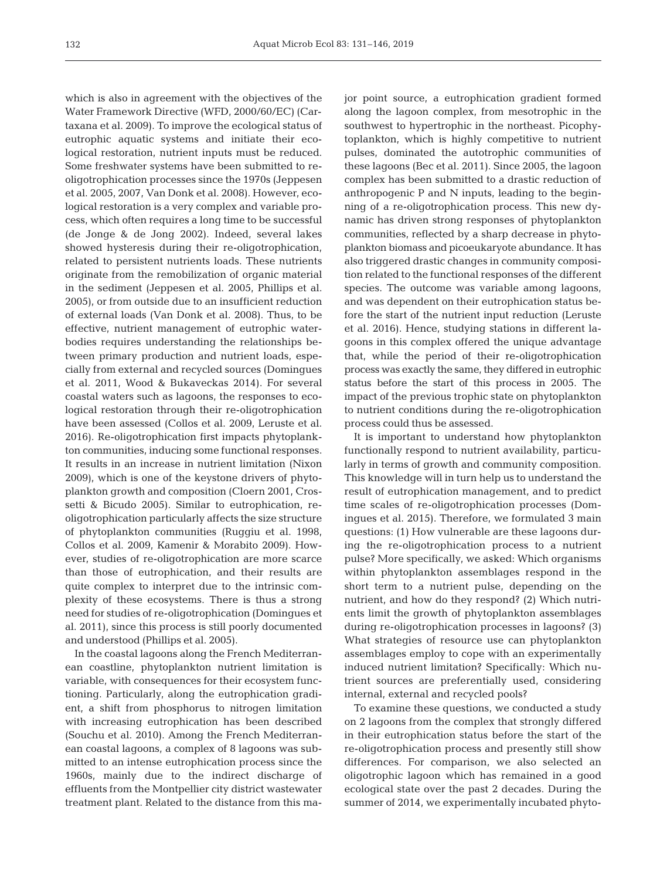which is also in agreement with the objectives of the Water Framework Directive (WFD, 2000/60/EC) (Cartaxana et al. 2009). To improve the ecological status of eutrophic aquatic systems and initiate their ecological restoration, nutrient inputs must be reduced. Some freshwater systems have been submitted to re-oligotrophication processes since the 1970s (Jeppesen et al. 2005, 2007, Van Donk et al. 2008). However, ecological restoration is a very complex and variable process, which often requires a long time to be successful (de Jonge & de Jong 2002). Indeed, several lakes showed hysteresis during their re-oligotrophication, related to persistent nutrients loads. These nutrients originate from the remobilization of organic material in the sediment (Jeppesen et al. 2005, Phillips et al. 2005), or from outside due to an insufficient reduction of external loads (Van Donk et al. 2008). Thus, to be effective, nutrient management of eutrophic waterbodies requires understanding the relationships between primary production and nutrient loads, especially from external and recycled sources (Domingues et al. 2011, Wood & Bukaveckas 2014). For several coastal waters such as lagoons, the responses to ecological restoration through their re-oligotrophication have been assessed (Collos et al. 2009, Leruste et al. 2016). Re-oligotrophication first impacts phytoplankton communities, inducing some functional responses. It results in an increase in nutrient limitation (Nixon 2009), which is one of the keystone drivers of phytoplankton growth and composition (Cloern 2001, Crossetti & Bicudo 2005). Similar to eutrophication, re-oligotrophication particularly affects the size structure of phytoplankton communities (Ruggiu et al. 1998, Collos et al. 2009, Kamenir & Morabito 2009). However, studies of re-oligotrophication are more scarce than those of eutrophication, and their results are quite complex to interpret due to the intrinsic complexity of these ecosystems. There is thus a strong need for studies of re-oligotrophication (Domingues et al. 2011), since this process is still poorly documented and understood (Phillips et al. 2005).

In the coastal lagoons along the French Mediterranean coastline, phytoplankton nutrient limitation is variable, with consequences for their ecosystem functioning. Particularly, along the eutrophication gradient, a shift from phosphorus to nitrogen limitation with increasing eutrophication has been described (Souchu et al. 2010). Among the French Mediterranean coastal lagoons, a complex of 8 lagoons was submitted to an intense eutrophication process since the 1960s, mainly due to the indirect discharge of effluents from the Montpellier city district wastewater treatment plant. Related to the distance from this major point source, a eutrophication gradient formed along the lagoon complex, from mesotrophic in the southwest to hypertrophic in the northeast. Picophytoplankton, which is highly competitive to nutrient pulses, dominated the autotrophic communities of these lagoons (Bec et al. 2011). Since 2005, the lagoon complex has been submitted to a drastic reduction of anthropogenic P and N inputs, leading to the beginning of a re-oligotrophication process. This new dynamic has driven strong responses of phytoplankton communities, reflected by a sharp decrease in phytoplankton biomass and picoeukaryote abundance. It has also triggered drastic changes in community composition related to the functional responses of the different species. The outcome was variable among lagoons, and was dependent on their eutrophication status before the start of the nutrient input reduction (Leruste et al. 2016). Hence, studying stations in different lagoons in this complex offered the unique advantage that, while the period of their re-oligotrophication process was exactly the same, they differed in eutrophic status before the start of this process in 2005. The impact of the previous trophic state on phytoplankton to nutrient conditions during the re-oligotrophication process could thus be assessed.

It is important to understand how phytoplankton functionally respond to nutrient availability, particularly in terms of growth and community composition. This knowledge will in turn help us to understand the result of eutrophication management, and to predict time scales of re-oligotrophication processes (Domingues et al. 2015). Therefore, we formulated 3 main questions: (1) How vulnerable are these lagoons during the re-oligotrophication process to a nutrient pulse? More specifically, we asked: Which organisms within phytoplankton assemblages respond in the short term to a nutrient pulse, depending on the nutrient, and how do they respond? (2) Which nutrients limit the growth of phytoplankton assemblages during re-oligotrophication processes in lagoons? (3) What strategies of resource use can phytoplankton assemblages employ to cope with an experimentally induced nutrient limitation? Specifically: Which nutrient sources are preferentially used, considering internal, external and recycled pools?

To examine these questions, we conducted a study on 2 lagoons from the complex that strongly differed in their eutrophication status before the start of the re-oligotrophication process and presently still show differences. For comparison, we also selected an oligotrophic lagoon which has remained in a good ecological state over the past 2 decades. During the summer of 2014, we experimentally incubated phyto-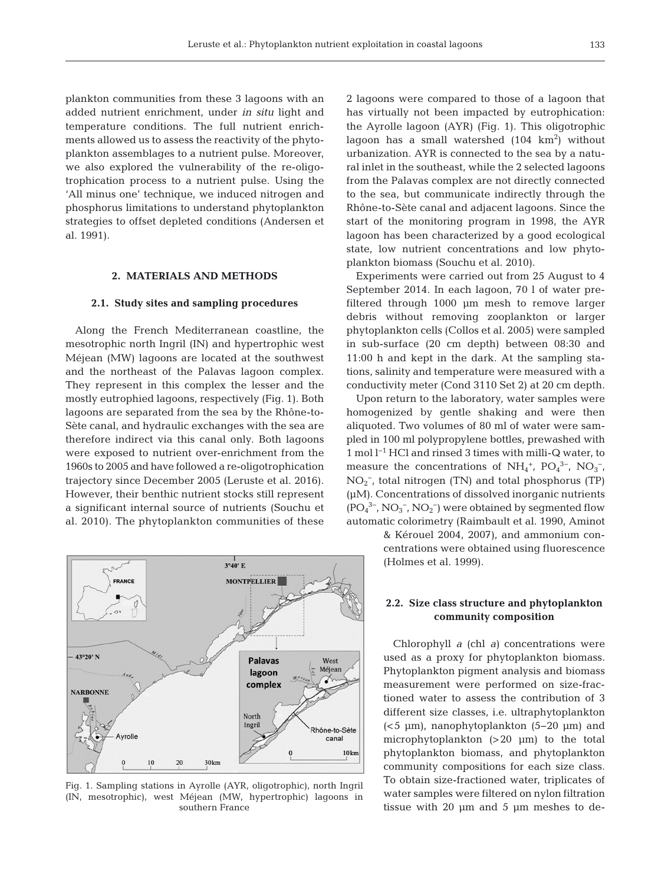plankton communities from these 3 lagoons with an added nutrient enrichment, under *in situ* light and temperature conditions. The full nutrient enrichments allowed us to assess the reactivity of the phytoplankton assemblages to a nutrient pulse. Moreover, we also explored the vulnerability of the re-oligotrophication process to a nutrient pulse. Using the 'All minus one' technique, we induced nitrogen and phosphorus limitations to understand phytoplankton strategies to offset depleted conditions (Andersen et al. 1991).

## 2. MATERIALS AND METHODS

### 2.1. Study sites and sampling procedures

Along the French Mediterranean coastline, the mesotrophic north Ingril (IN) and hypertrophic west Méjean (MW) lagoons are located at the southwest and the northeast of the Palavas lagoon complex. They represent in this complex the lesser and the mostly eutrophied lagoons, respectively (Fig. 1). Both lagoons are separated from the sea by the Rhône-to-Sète canal, and hydraulic exchanges with the sea are therefore indirect via this canal only. Both lagoons were exposed to nutrient over-enrichment from the 1960s to 2005 and have followed a re-oligotrophication trajectory since December 2005 (Leruste et al. 2016). However, their benthic nutrient stocks still represent a significant internal source of nutrients (Souchu et al. 2010). The phytoplankton communities of these 2 lagoons were compared to those of a lagoon that has virtually not been impacted by eutrophication: the Ayrolle lagoon (AYR) (Fig. 1). This oligotrophic lagoon has a small watershed (104 $km^2$) without urbanization. AYR is connected to the sea by a natural inlet in the southeast, while the 2 selected lagoons from the Palavas complex are not directly connected to the sea, but communicate indirectly through the Rhône-to-Sète canal and adjacent lagoons. Since the start of the monitoring program in 1998, the AYR lagoon has been characterized by a good ecological state, low nutrient concentrations and low phytoplankton biomass (Souchu et al. 2010).

Fig. 1. Sampling stations in Ayrolle (AYR, oligotrophic), north Ingril (IN, mesotrophic), west Méjean (MW, hypertrophic) lagoons in southern France

Experiments were carried out from 25 August to 4 September 2014. In each lagoon, 70 l of water prefiltered through 1000 µm mesh to remove larger debris without removing zooplankton or larger phytoplankton cells (Collos et al. 2005) were sampled in sub-surface (20 cm depth) between 08:30 and 11:00 h and kept in the dark. At the sampling stations, salinity and temperature were measured with a conductivity meter (Cond 3110 Set 2) at 20 cm depth.

Upon return to the laboratory, water samples were homogenized by gentle shaking and were then aliquoted. Two volumes of 80 ml of water were sampled in 100 ml polypropylene bottles, prewashed with 1 mol $l^{-1}$ HCl and rinsed 3 times with milli-Q water, to measure the concentrations of $NH_4^+$, $PO_4^{3-}$, $NO_3^-$, $NO_2^-$, total nitrogen (TN) and total phosphorus (TP) (µM). Concentrations of dissolved inorganic nutrients ($PO_4^{3-}$, $NO_3^-$, $NO_2^-$) were obtained by segmented flow automatic colorimetry (Raimbault et al. 1990, Aminot & Kérouel 2004, 2007), and ammonium concentrations were obtained using fluorescence (Holmes et al. 1999).

### 2.2. Size class structure and phytoplankton community composition

Chlorophyll *a* (chl *a*) concentrations were used as a proxy for phytoplankton biomass. Phytoplankton pigment analysis and biomass measurement were performed on size-fractioned water to assess the contribution of 3 different size classes, i.e. ultraphytoplankton (<5 µm), nanophytoplankton (5–20 µm) and microphytoplankton (>20 µm) to the total phytoplankton biomass, and phytoplankton community compositions for each size class. To obtain size-fractioned water, triplicates of water samples were filtered on nylon filtration tissue with 20 µm and 5 µm meshes to de-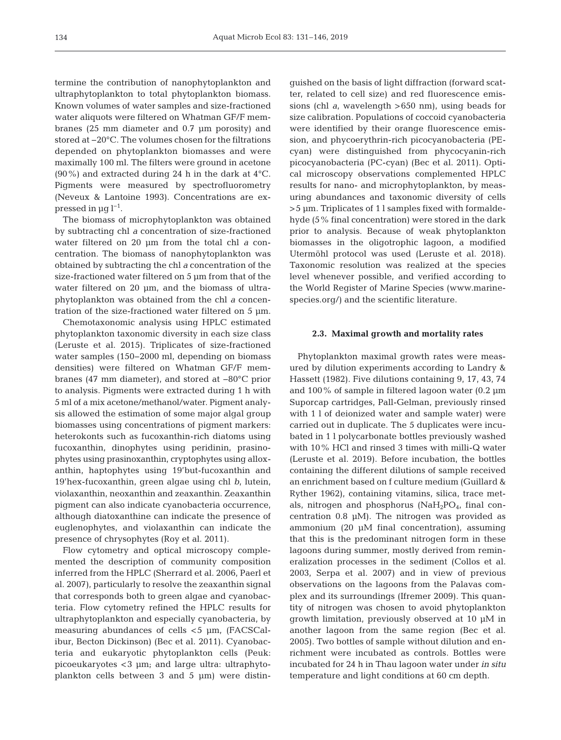termine the contribution of nanophytoplankton and ultraphytoplankton to total phytoplankton biomass. Known volumes of water samples and size-fractioned water aliquots were filtered on Whatman GF/F membranes (25 mm diameter and 0.7 µm porosity) and stored at −20°C. The volumes chosen for the filtrations depended on phytoplankton biomasses and were maximally 100 ml. The filters were ground in acetone (90%) and extracted during 24 h in the dark at 4°C. Pigments were measured by spectrofluorometry (Neveux & Lantoine 1993). Concentrations are expressed in µg $l^{-1}$.

The biomass of microphytoplankton was obtained by subtracting chl *a* concentration of size-fractioned water filtered on 20 µm from the total chl *a* concentration. The biomass of nanophytoplankton was obtained by subtracting the chl *a* concentration of the size-fractioned water filtered on 5 µm from that of the water filtered on 20 µm, and the biomass of ultraphytoplankton was obtained from the chl *a* concentration of the size-fractioned water filtered on 5 µm.

Chemotaxonomic analysis using HPLC estimated phytoplankton taxonomic diversity in each size class (Leruste et al. 2015). Triplicates of size-fractioned water samples (150–2000 ml, depending on biomass densities) were filtered on Whatman GF/F membranes (47 mm diameter), and stored at −80°C prior to analysis. Pigments were extracted during 1 h with 5 ml of a mix acetone/methanol/water. Pigment analysis allowed the estimation of some major algal group biomasses using concentrations of pigment markers: heterokonts such as fucoxanthin-rich diatoms using fucoxanthin, dinophytes using peridinin, prasinophytes using prasinoxanthin, cryptophytes using alloxanthin, haptophytes using 19'but-fucoxanthin and 19'hex-fucoxanthin, green algae using chl *b*, lutein, violaxanthin, neoxanthin and zeaxanthin. Zeaxanthin pigment can also indicate cyanobacteria occurrence, although diatoxanthine can indicate the presence of euglenophytes, and violaxanthin can indicate the presence of chrysophytes (Roy et al. 2011).

Flow cytometry and optical microscopy complemented the description of community composition inferred from the HPLC (Sherrard et al. 2006, Paerl et al. 2007), particularly to resolve the zeaxanthin signal that corresponds both to green algae and cyanobacteria. Flow cytometry refined the HPLC results for ultraphytoplankton and especially cyanobacteria, by measuring abundances of cells <5 µm, (FACSCalibur, Becton Dickinson) (Bec et al. 2011). Cyanobacteria and eukaryotic phytoplankton cells (Peuk: picoeukaryotes <3 µm; and large ultra: ultraphytoplankton cells between 3 and 5 µm) were distinguished on the basis of light diffraction (forward scatter, related to cell size) and red fluorescence emissions (chl *a*, wavelength >650 nm), using beads for size calibration. Populations of coccoid cyanobacteria were identified by their orange fluorescence emission, and phycoerythrin-rich picocyanobacteria (PE-cyan) were distinguished from phycocyanin-rich picocyanobacteria (PC-cyan) (Bec et al. 2011). Optical microscopy observations complemented HPLC results for nano- and microphytoplankton, by measuring abundances and taxonomic diversity of cells >5 µm. Triplicates of 1 l samples fixed with formaldehyde (5% final concentration) were stored in the dark prior to analysis. Because of weak phytoplankton biomasses in the oligotrophic lagoon, a modified Utermöhl protocol was used (Leruste et al. 2018). Taxonomic resolution was realized at the species level whenever possible, and verified according to the World Register of Marine Species (www.marinespecies.org/) and the scientific literature.

### 2.3. Maximal growth and mortality rates

Phytoplankton maximal growth rates were measured by dilution experiments according to Landry & Hassett (1982). Five dilutions containing 9, 17, 43, 74 and 100% of sample in filtered lagoon water (0.2 µm Suporcap cartridges, Pall-Gelman, previously rinsed with 1 l of deionized water and sample water) were carried out in duplicate. The 5 duplicates were incubated in 1 l polycarbonate bottles previously washed with 10% HCl and rinsed 3 times with milli-Q water (Leruste et al. 2019). Before incubation, the bottles containing the different dilutions of sample received an enrichment based on f culture medium (Guillard & Ryther 1962), containing vitamins, silica, trace metals, nitrogen and phosphorus ($NaH_2PO_4$, final concentration 0.8 µM). The nitrogen was provided as ammonium (20 µM final concentration), assuming that this is the predominant nitrogen form in these lagoons during summer, mostly derived from remineralization processes in the sediment (Collos et al. 2003, Serpa et al. 2007) and in view of previous observations on the lagoons from the Palavas complex and its surroundings (Ifremer 2009). This quantity of nitrogen was chosen to avoid phytoplankton growth limitation, previously observed at 10 µM in another lagoon from the same region (Bec et al. 2005). Two bottles of sample without dilution and enrichment were incubated as controls. Bottles were incubated for 24 h in Thau lagoon water under *in situ* temperature and light conditions at 60 cm depth.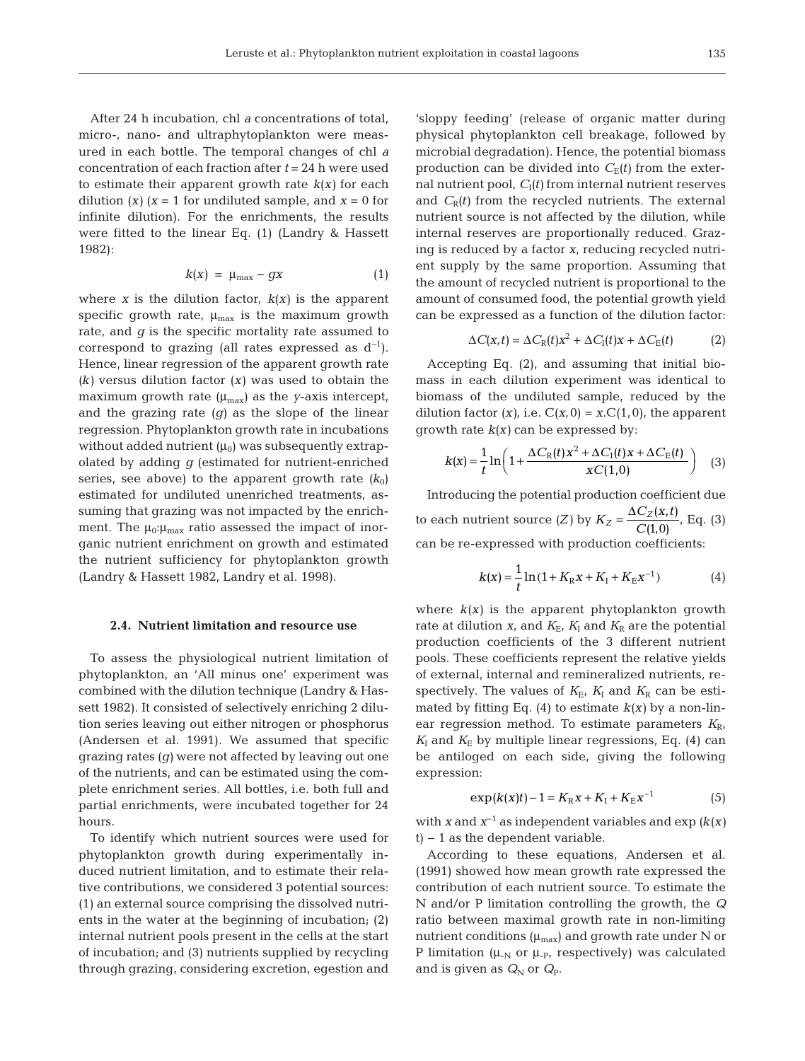After 24 h incubation, chl *a* concentrations of total, micro-, nano- and ultraphytoplankton were measured in each bottle. The temporal changes of chl *a* concentration of each fraction after $t = 24$ h were used to estimate their apparent growth rate $k(x)$ for each dilution $(x)$ ($x = 1$ for undiluted sample, and $x = 0$ for infinite dilution). For the enrichments, the results were fitted to the linear Eq. (1) (Landry & Hassett 1982):

$$k(x) = \mu_{max} - gx \tag{1}$$

where $x$ is the dilution factor, $k(x)$ is the apparent specific growth rate, $\mu_{max}$ is the maximum growth rate, and $g$ is the specific mortality rate assumed to correspond to grazing (all rates expressed as $d^{-1}$). Hence, linear regression of the apparent growth rate $(k)$ versus dilution factor $(x)$ was used to obtain the maximum growth rate ($\mu_{max}$) as the *y*-axis intercept, and the grazing rate $(g)$ as the slope of the linear regression. Phytoplankton growth rate in incubations without added nutrient ($\mu_0$) was subsequently extrapolated by adding $g$ (estimated for nutrient-enriched series, see above) to the apparent growth rate ($k_0$) estimated for undiluted unenriched treatments, assuming that grazing was not impacted by the enrichment. The $\mu_0$:$\mu_{max}$ ratio assessed the impact of inorganic nutrient enrichment on growth and estimated the nutrient sufficiency for phytoplankton growth (Landry & Hassett 1982, Landry et al. 1998).

### 2.4. Nutrient limitation and resource use

To assess the physiological nutrient limitation of phytoplankton, an 'All minus one' experiment was combined with the dilution technique (Landry & Hassett 1982). It consisted of selectively enriching 2 dilution series leaving out either nitrogen or phosphorus (Andersen et al. 1991). We assumed that specific grazing rates $(g)$ were not affected by leaving out one of the nutrients, and can be estimated using the complete enrichment series. All bottles, i.e. both full and partial enrichments, were incubated together for 24 hours.

To identify which nutrient sources were used for phytoplankton growth during experimentally induced nutrient limitation, and to estimate their relative contributions, we considered 3 potential sources: (1) an external source comprising the dissolved nutrients in the water at the beginning of incubation; (2) internal nutrient pools present in the cells at the start of incubation; and (3) nutrients supplied by recycling through grazing, considering excretion, egestion and 'sloppy feeding' (release of organic matter during physical phytoplankton cell breakage, followed by microbial degradation). Hence, the potential biomass production can be divided into $C_E(t)$ from the external nutrient pool, $C_I(t)$ from internal nutrient reserves and $C_R(t)$ from the recycled nutrients. The external nutrient source is not affected by the dilution, while internal reserves are proportionally reduced. Grazing is reduced by a factor $x$, reducing recycled nutrient supply by the same proportion. Assuming that the amount of recycled nutrient is proportional to the amount of consumed food, the potential growth yield can be expressed as a function of the dilution factor:

$$\Delta C(x,t) = \Delta C_R(t)x^2 + \Delta C_I(t)x + \Delta C_E(t) \tag{2}$$

Accepting Eq. (2), and assuming that initial biomass in each dilution experiment was identical to biomass of the undiluted sample, reduced by the dilution factor $(x)$, i.e. $C(x,0) = x.C(1,0)$, the apparent growth rate $k(x)$ can be expressed by:

$$k(x) = \frac{1}{t}\ln\left(1 + \frac{\Delta C_R(t)x^2 + \Delta C_I(t)x + \Delta C_E(t)}{xC(1,0)}\right) \tag{3}$$

Introducing the potential production coefficient due to each nutrient source $(Z)$ by $K_Z = \frac{\Delta C_Z(x,t)}{C(1,0)}$, Eq. (3) can be re-expressed with production coefficients:

$$k(x) = \frac{1}{t}\ln(1 + K_R x + K_I + K_E x^{-1}) \tag{4}$$

where $k(x)$ is the apparent phytoplankton growth rate at dilution $x$, and $K_E$, $K_I$ and $K_R$ are the potential production coefficients of the 3 different nutrient pools. These coefficients represent the relative yields of external, internal and remineralized nutrients, respectively. The values of $K_E$, $K_I$ and $K_R$ can be estimated by fitting Eq. (4) to estimate $k(x)$ by a non-linear regression method. To estimate parameters $K_R$, $K_I$ and $K_E$ by multiple linear regressions, Eq. (4) can be antiloged on each side, giving the following expression:

$$\exp(k(x)t) - 1 = K_R x + K_I + K_E x^{-1} \tag{5}$$

with $x$ and $x^{-1}$ as independent variables and $\exp(k(x)t) - 1$ as the dependent variable.

According to these equations, Andersen et al. (1991) showed how mean growth rate expressed the contribution of each nutrient source. To estimate the N and/or P limitation controlling the growth, the $Q$ ratio between maximal growth rate in non-limiting nutrient conditions ($\mu_{max}$) and growth rate under N or P limitation ($\mu_{-N}$ or $\mu_{-P}$, respectively) was calculated and is given as $Q_N$ or $Q_P$.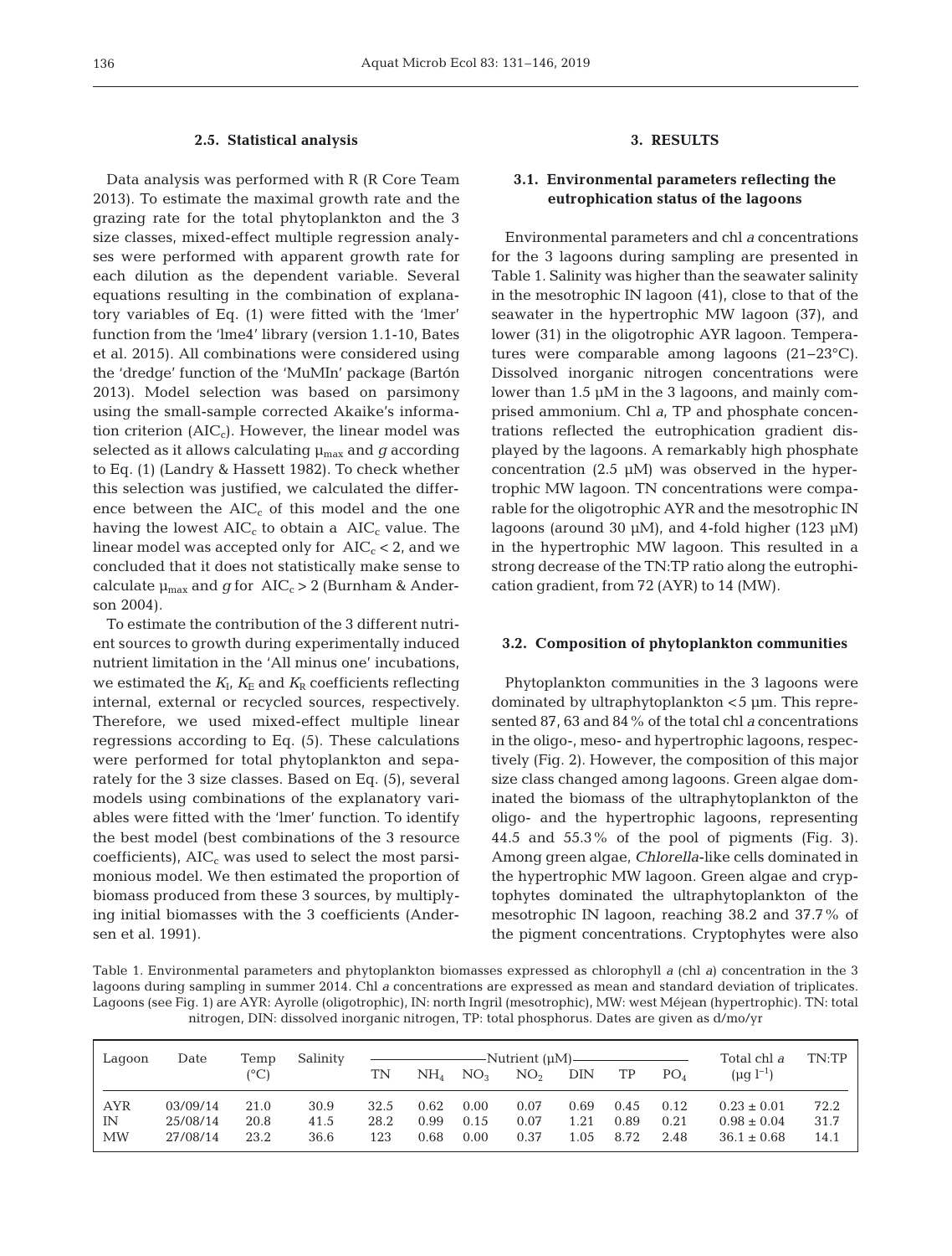### 2.5. Statistical analysis

Data analysis was performed with R (R Core Team 2013). To estimate the maximal growth rate and the grazing rate for the total phytoplankton and the 3 size classes, mixed-effect multiple regression analyses were performed with apparent growth rate for each dilution as the dependent variable. Several equations resulting in the combination of explanatory variables of Eq. (1) were fitted with the 'lmer' function from the 'lme4' library (version 1.1-10, Bates et al. 2015). All combinations were considered using the 'dredge' function of the 'MuMIn' package (Bartón 2013). Model selection was based on parsimony using the small-sample corrected Akaike's information criterion ($AIC_c$). However, the linear model was selected as it allows calculating $\mu_{max}$ and $g$ according to Eq. (1) (Landry & Hassett 1982). To check whether this selection was justified, we calculated the difference between the $AIC_c$ of this model and the one having the lowest $AIC_c$ to obtain a $\Delta AIC_c$ value. The linear model was accepted only for $\Delta AIC_c < 2$, and we concluded that it does not statistically make sense to calculate $\mu_{max}$ and $g$ for $\Delta AIC_c > 2$ (Burnham & Anderson 2004).

To estimate the contribution of the 3 different nutrient sources to growth during experimentally induced nutrient limitation in the 'All minus one' incubations, we estimated the $K_I$, $K_E$ and $K_R$ coefficients reflecting internal, external or recycled sources, respectively. Therefore, we used mixed-effect multiple linear regressions according to Eq. (5). These calculations were performed for total phytoplankton and separately for the 3 size classes. Based on Eq. (5), several models using combinations of the explanatory variables were fitted with the 'lmer' function. To identify the best model (best combinations of the 3 resource coefficients), $AIC_c$ was used to select the most parsimonious model. We then estimated the proportion of biomass produced from these 3 sources, by multiplying initial biomasses with the 3 coefficients (Andersen et al. 1991).

## 3. RESULTS

### 3.1. Environmental parameters reflecting the eutrophication status of the lagoons

Environmental parameters and chl *a* concentrations for the 3 lagoons during sampling are presented in Table 1. Salinity was higher than the seawater salinity in the mesotrophic IN lagoon (41), close to that of the seawater in the hypertrophic MW lagoon (37), and lower (31) in the oligotrophic AYR lagoon. Temperatures were comparable among lagoons (21–23°C). Dissolved inorganic nitrogen concentrations were lower than 1.5 µM in the 3 lagoons, and mainly comprised ammonium. Chl *a*, TP and phosphate concentrations reflected the eutrophication gradient displayed by the lagoons. A remarkably high phosphate concentration (2.5 µM) was observed in the hypertrophic MW lagoon. TN concentrations were comparable for the oligotrophic AYR and the mesotrophic IN lagoons (around 30 µM), and 4-fold higher (123 µM) in the hypertrophic MW lagoon. This resulted in a strong decrease of the TN:TP ratio along the eutrophication gradient, from 72 (AYR) to 14 (MW).

### 3.2. Composition of phytoplankton communities

Phytoplankton communities in the 3 lagoons were dominated by ultraphytoplankton <5 µm. This represented 87, 63 and 84% of the total chl *a* concentrations in the oligo-, meso- and hypertrophic lagoons, respectively (Fig. 2). However, the composition of this major size class changed among lagoons. Green algae dominated the biomass of the ultraphytoplankton of the oligo- and the hypertrophic lagoons, representing 44.5 and 55.3% of the pool of pigments (Fig. 3). Among green algae, *Chlorella*-like cells dominated in the hypertrophic MW lagoon. Green algae and cryptophytes dominated the ultraphytoplankton of the mesotrophic IN lagoon, reaching 38.2 and 37.7% of the pigment concentrations. Cryptophytes were also

Table 1. Environmental parameters and phytoplankton biomasses expressed as chlorophyll *a* (chl *a*) concentration in the 3 lagoons during sampling in summer 2014. Chl *a* concentrations are expressed as mean and standard deviation of triplicates. Lagoons (see Fig. 1) are AYR: Ayrolle (oligotrophic), IN: north Ingril (mesotrophic), MW: west Méjean (hypertrophic). TN: total nitrogen, DIN: dissolved inorganic nitrogen, TP: total phosphorus. Dates are given as d/mo/yr

| Lagoon | Date | Temp (°C) | Salinity | Nutrient (µM) | | | | | | | Total chl *a* (µg l$^{-1}$) | TN:TP |
|---|---|---|---|---|---|---|---|---|---|---|---|---|
| | | | | TN | $NH_4$ | $NO_3$ | $NO_2$ | DIN | TP | $PO_4$ | | |
| AYR | 03/09/14 | 21.0 | 30.9 | 32.5 | 0.62 | 0.00 | 0.07 | 0.69 | 0.45 | 0.12 | 0.23 ± 0.01 | 72.2 |
| IN | 25/08/14 | 20.8 | 41.5 | 28.2 | 0.99 | 0.15 | 0.07 | 1.21 | 0.89 | 0.21 | 0.98 ± 0.04 | 31.7 |
| MW | 27/08/14 | 23.2 | 36.6 | 123 | 0.68 | 0.00 | 0.37 | 1.05 | 8.72 | 2.48 | 36.1 ± 0.68 | 14.1 |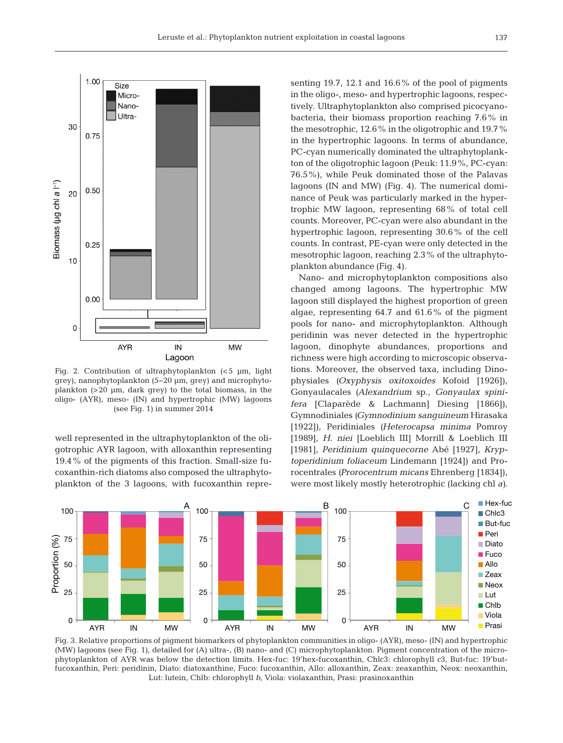Fig. 2. Contribution of ultraphytoplankton (<5 µm, light grey), nanophytoplankton (5–20 µm, grey) and microphytoplankton (>20 µm, dark grey) to the total biomass, in the oligo- (AYR), meso- (IN) and hypertrophic (MW) lagoons (see Fig. 1) in summer 2014

well represented in the ultraphytoplankton of the oligotrophic AYR lagoon, with alloxanthin representing 19.4% of the pigments of this fraction. Small-size fucoxanthin-rich diatoms also composed the ultraphytoplankton of the 3 lagoons, with fucoxanthin representing 19.7, 12.1 and 16.6% of the pool of pigments in the oligo-, meso- and hypertrophic lagoons, respectively. Ultraphytoplankton also comprised picocyanobacteria, their biomass proportion reaching 7.6% in the mesotrophic, 12.6% in the oligotrophic and 19.7% in the hypertrophic lagoons. In terms of abundance, PC-cyan numerically dominated the ultraphytoplankton of the oligotrophic lagoon (Peuk: 11.9%, PC-cyan: 76.5%), while Peuk dominated those of the Palavas lagoons (IN and MW) (Fig. 4). The numerical dominance of Peuk was particularly marked in the hypertrophic MW lagoon, representing 68% of total cell counts. Moreover, PC-cyan were also abundant in the hypertrophic lagoon, representing 30.6% of the cell counts. In contrast, PE-cyan were only detected in the mesotrophic lagoon, reaching 2.3% of the ultraphytoplankton abundance (Fig. 4).

Nano- and microphytoplankton compositions also changed among lagoons. The hypertrophic MW lagoon still displayed the highest proportion of green algae, representing 64.7 and 61.6% of the pigment pools for nano- and microphytoplankton. Although peridinin was never detected in the hypertrophic lagoon, dinophyte abundances, proportions and richness were high according to microscopic observations. Moreover, the observed taxa, including Dinophysiales (*Oxyphysis oxitoxoides* Kofoid [1926]), Gonyaulacales (*Alexandrium* sp., *Gonyaulax spinifera* [Claparède & Lachmann] Diesing [1866]), Gymnodiniales (*Gymnodinium sanguineum* Hirasaka [1922]), Peridiniales (*Heterocapsa minima* Pomroy [1989], *H. niei* [Loeblich III] Morrill & Loeblich III [1981], *Peridinium quinquecorne* Abé [1927], *Kryptoperidinium foliaceum* Lindemann [1924]) and Prorocentrales (*Prorocentrum micans* Ehrenberg [1834]), were most likely mostly heterotrophic (lacking chl *a*).

Fig. 3. Relative proportions of pigment biomarkers of phytoplankton communities in oligo- (AYR), meso- (IN) and hypertrophic (MW) lagoons (see Fig. 1), detailed for (A) ultra-, (B) nano- and (C) microphytoplankton. Pigment concentration of the microphytoplankton of AYR was below the detection limits. Hex-fuc: 19'hex-fucoxanthin, Chlc3: chlorophyll *c*3, But-fuc: 19'but-fucoxanthin, Peri: peridinin, Diato: diatoxanthine, Fuco: fucoxanthin, Allo: alloxanthin, Zeax: zeaxanthin, Neox: neoxanthin, Lut: lutein, Chlb: chlorophyll *b*, Viola: violaxanthin, Prasi: prasinoxanthin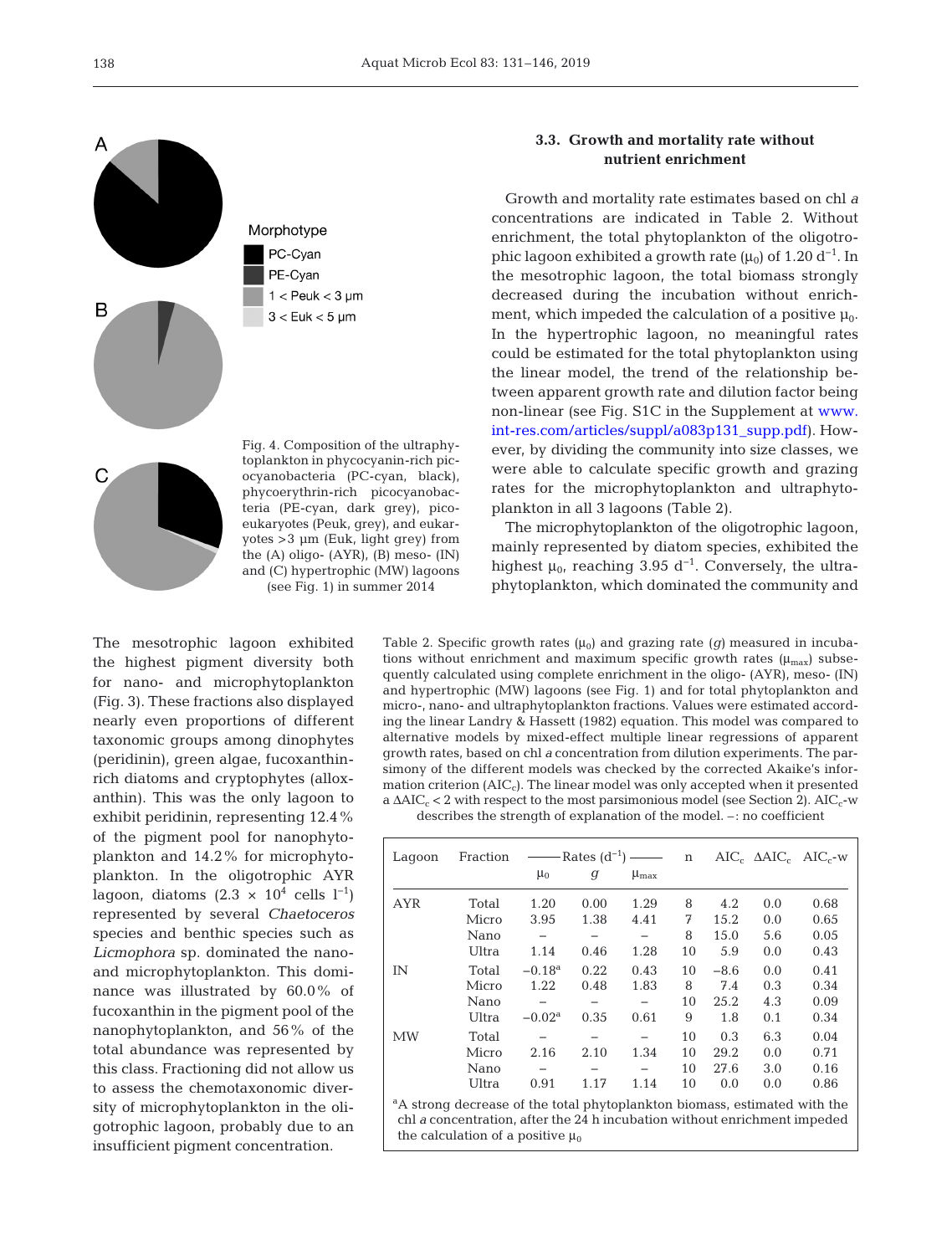Morphotype

- PC-Cyan
- PE-Cyan
- 1 < Peuk < 3 µm
- 3 < Euk < 5 µm

Fig. 4. Composition of the ultraphytoplankton in phycocyanin-rich picocyanobacteria (PC-cyan, black), phycoerythrin-rich picocyanobacteria (PE-cyan, dark grey), picoeukaryotes (Peuk, grey), and eukaryotes >3 µm (Euk, light grey) from the (A) oligo- (AYR), (B) meso- (IN) and (C) hypertrophic (MW) lagoons (see Fig. 1) in summer 2014

The mesotrophic lagoon exhibited the highest pigment diversity both for nano- and microphytoplankton (Fig. 3). These fractions also displayed nearly even proportions of different taxonomic groups among dinophytes (peridinin), green algae, fucoxanthin-rich diatoms and cryptophytes (alloxanthin). This was the only lagoon to exhibit peridinin, representing 12.4% of the pigment pool for nanophytoplankton and 14.2% for microphytoplankton. In the oligotrophic AYR lagoon, diatoms ($2.3 \times 10^4$ cells $l^{-1}$) represented by several *Chaetoceros* species and benthic species such as *Licmophora* sp. dominated the nano- and microphytoplankton. This dominance was illustrated by 60.0% of fucoxanthin in the pigment pool of the nanophytoplankton, and 56% of the total abundance was represented by this class. Fractioning did not allow us to assess the chemotaxonomic diversity of microphytoplankton in the oligotrophic lagoon, probably due to an insufficient pigment concentration.

### 3.3. Growth and mortality rate without nutrient enrichment

Growth and mortality rate estimates based on chl *a* concentrations are indicated in Table 2. Without enrichment, the total phytoplankton of the oligotrophic lagoon exhibited a growth rate ($\mu_0$) of 1.20 $d^{-1}$. In the mesotrophic lagoon, the total biomass strongly decreased during the incubation without enrichment, which impeded the calculation of a positive $\mu_0$. In the hypertrophic lagoon, no meaningful rates could be estimated for the total phytoplankton using the linear model, the trend of the relationship between apparent growth rate and dilution factor being non-linear (see Fig. S1C in the Supplement at www.int-res.com/articles/suppl/a083p131_supp.pdf). However, by dividing the community into size classes, we were able to calculate specific growth and grazing rates for the microphytoplankton and ultraphytoplankton in all 3 lagoons (Table 2).

The microphytoplankton of the oligotrophic lagoon, mainly represented by diatom species, exhibited the highest $\mu_0$, reaching 3.95 $d^{-1}$. Conversely, the ultraphytoplankton, which dominated the community and

Table 2. Specific growth rates ($\mu_0$) and grazing rate (*g*) measured in incubations without enrichment and maximum specific growth rates ($\mu_{max}$) subsequently calculated using complete enrichment in the oligo- (AYR), meso- (IN) and hypertrophic (MW) lagoons (see Fig. 1) and for total phytoplankton and micro-, nano- and ultraphytoplankton fractions. Values were estimated according the linear Landry & Hassett (1982) equation. This model was compared to alternative models by mixed-effect multiple linear regressions of apparent growth rates, based on chl *a* concentration from dilution experiments. The parsimony of the different models was checked by the corrected Akaike's information criterion ($AIC_c$). The linear model was only accepted when it presented a $\Delta AIC_c < 2$ with respect to the most parsimonious model (see Section 2). $AIC_c$-w describes the strength of explanation of the model. –: no coefficient

| Lagoon | Fraction | Rates ($d^{-1}$) $\mu_0$ | *g* | $\mu_{max}$ | n | $AIC_c$ | $\Delta AIC_c$ | $AIC_c$-w |
|---|---|---|---|---|---|---|---|---|
| AYR | Total | 1.20 | 0.00 | 1.29 | 8 | 4.2 | 0.0 | 0.68 |
| | Micro | 3.95 | 1.38 | 4.41 | 7 | 15.2 | 0.0 | 0.65 |
| | Nano | – | – | – | 8 | 15.0 | 5.6 | 0.05 |
| | Ultra | 1.14 | 0.46 | 1.28 | 10 | 5.9 | 0.0 | 0.43 |
| IN | Total | −0.18[a] | 0.22 | 0.43 | 10 | −8.6 | 0.0 | 0.41 |
| | Micro | 1.22 | 0.48 | 1.83 | 8 | 7.4 | 0.3 | 0.34 |
| | Nano | – | – | – | 10 | 25.2 | 4.3 | 0.09 |
| | Ultra | −0.02[a] | 0.35 | 0.61 | 9 | 1.8 | 0.1 | 0.34 |
| MW | Total | – | – | – | 10 | 0.3 | 6.3 | 0.04 |
| | Micro | 2.16 | 2.10 | 1.34 | 10 | 29.2 | 0.0 | 0.71 |
| | Nano | – | – | – | 10 | 27.6 | 3.0 | 0.16 |
| | Ultra | 0.91 | 1.17 | 1.14 | 10 | 0.0 | 0.0 | 0.86 |

[a]A strong decrease of the total phytoplankton biomass, estimated with the chl *a* concentration, after the 24 h incubation without enrichment impeded the calculation of a positive $\mu_0$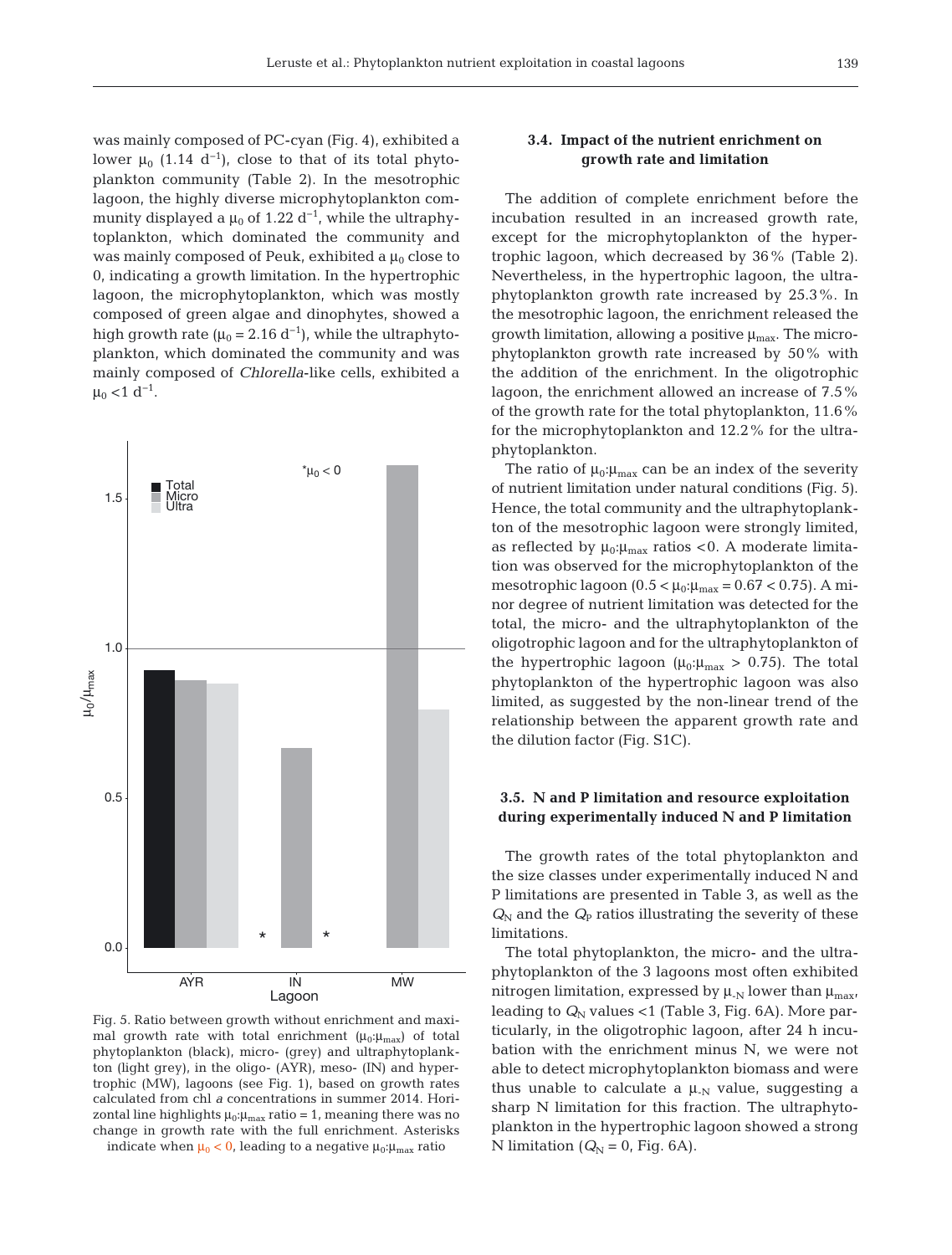was mainly composed of PC-cyan (Fig. 4), exhibited a lower $\mu_0$ (1.14 $d^{-1}$), close to that of its total phytoplankton community (Table 2). In the mesotrophic lagoon, the highly diverse microphytoplankton community displayed a $\mu_0$ of 1.22 $d^{-1}$, while the ultraphytoplankton, which dominated the community and was mainly composed of Peuk, exhibited a $\mu_0$ close to 0, indicating a growth limitation. In the hypertrophic lagoon, the microphytoplankton, which was mostly composed of green algae and dinophytes, showed a high growth rate ($\mu_0$ = 2.16 $d^{-1}$), while the ultraphytoplankton, which dominated the community and was mainly composed of *Chlorella*-like cells, exhibited a $\mu_0$ <1 $d^{-1}$.

Fig. 5. Ratio between growth without enrichment and maximal growth rate with total enrichment ($\mu_0$:$\mu_{max}$) of total phytoplankton (black), micro- (grey) and ultraphytoplankton (light grey), in the oligo- (AYR), meso- (IN) and hypertrophic (MW), lagoons (see Fig. 1), based on growth rates calculated from chl *a* concentrations in summer 2014. Horizontal line highlights $\mu_0$:$\mu_{max}$ ratio = 1, meaning there was no change in growth rate with the full enrichment. Asterisks indicate when $\mu_0$ < 0, leading to a negative $\mu_0$:$\mu_{max}$ ratio

### 3.4. Impact of the nutrient enrichment on growth rate and limitation

The addition of complete enrichment before the incubation resulted in an increased growth rate, except for the microphytoplankton of the hypertrophic lagoon, which decreased by 36% (Table 2). Nevertheless, in the hypertrophic lagoon, the ultraphytoplankton growth rate increased by 25.3%. In the mesotrophic lagoon, the enrichment released the growth limitation, allowing a positive $\mu_{max}$. The microphytoplankton growth rate increased by 50% with the addition of the enrichment. In the oligotrophic lagoon, the enrichment allowed an increase of 7.5% of the growth rate for the total phytoplankton, 11.6% for the microphytoplankton and 12.2% for the ultraphytoplankton.

The ratio of $\mu_0$:$\mu_{max}$ can be an index of the severity of nutrient limitation under natural conditions (Fig. 5). Hence, the total community and the ultraphytoplankton of the mesotrophic lagoon were strongly limited, as reflected by $\mu_0$:$\mu_{max}$ ratios <0. A moderate limitation was observed for the microphytoplankton of the mesotrophic lagoon (0.5 < $\mu_0$:$\mu_{max}$ = 0.67 < 0.75). A minor degree of nutrient limitation was detected for the total, the micro- and the ultraphytoplankton of the oligotrophic lagoon and for the ultraphytoplankton of the hypertrophic lagoon ($\mu_0$:$\mu_{max}$ > 0.75). The total phytoplankton of the hypertrophic lagoon was also limited, as suggested by the non-linear trend of the relationship between the apparent growth rate and the dilution factor (Fig. S1C).

### 3.5. N and P limitation and resource exploitation during experimentally induced N and P limitation

The growth rates of the total phytoplankton and the size classes under experimentally induced N and P limitations are presented in Table 3, as well as the $Q_N$ and the $Q_P$ ratios illustrating the severity of these limitations.

The total phytoplankton, the micro- and the ultraphytoplankton of the 3 lagoons most often exhibited nitrogen limitation, expressed by $\mu_{-N}$ lower than $\mu_{max}$, leading to $Q_N$ values <1 (Table 3, Fig. 6A). More particularly, in the oligotrophic lagoon, after 24 h incubation with the enrichment minus N, we were not able to detect microphytoplankton biomass and were thus unable to calculate a $\mu_{-N}$ value, suggesting a sharp N limitation for this fraction. The ultraphytoplankton in the hypertrophic lagoon showed a strong N limitation ($Q_N$ = 0, Fig. 6A).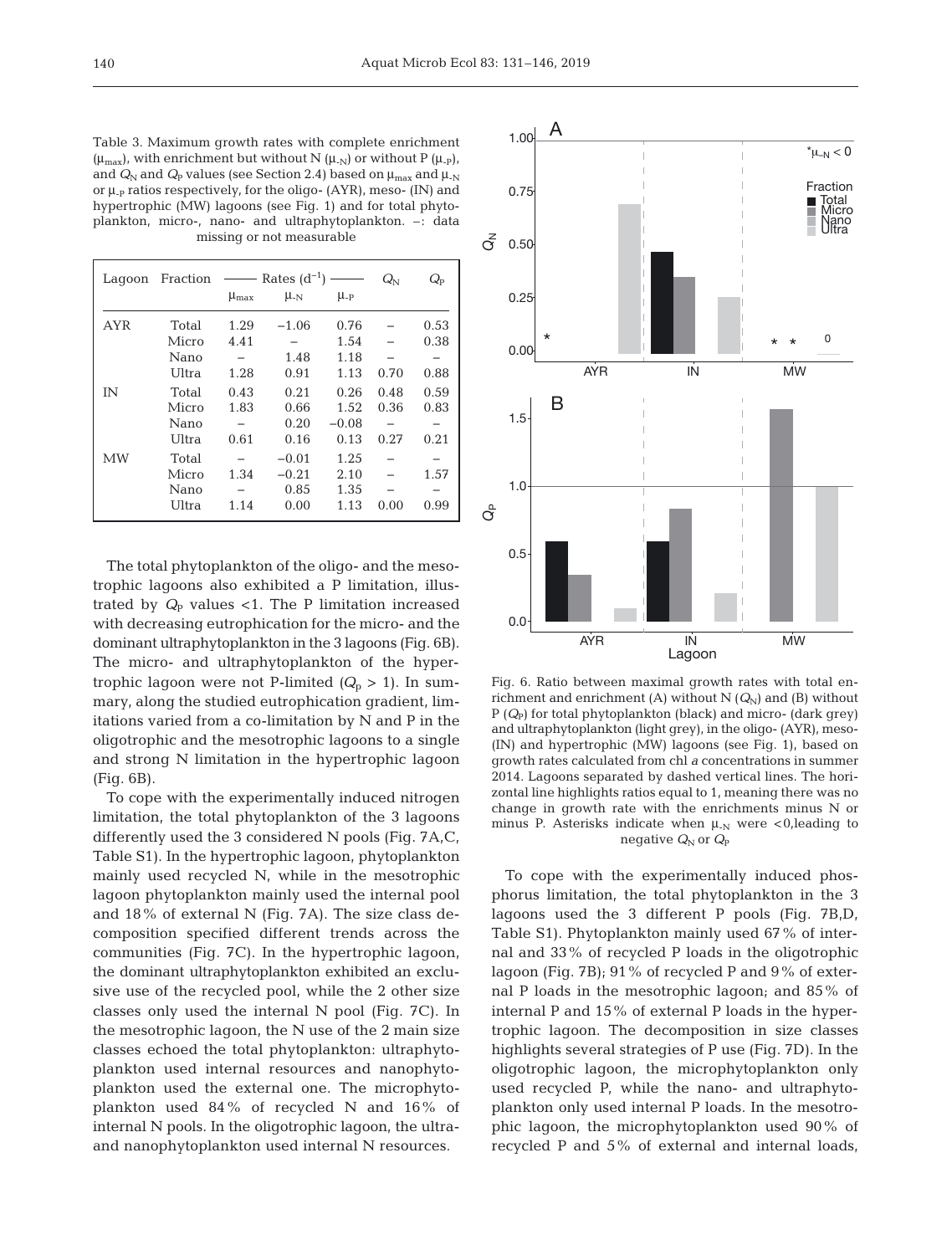Table 3. Maximum growth rates with complete enrichment ($\mu_{max}$), with enrichment but without N ($\mu_{-N}$) or without P ($\mu_{-P}$), and $Q_N$ and $Q_P$ values (see Section 2.4) based on $\mu_{max}$ and $\mu_{-N}$ or $\mu_{-P}$ ratios respectively, for the oligo- (AYR), meso- (IN) and hypertrophic (MW) lagoons (see Fig. 1) and for total phytoplankton, micro-, nano- and ultraphytoplankton. –: data missing or not measurable

| Lagoon | Fraction | Rates ($d^{-1}$) | | | $Q_N$ | $Q_P$ |
|---|---|---|---|---|---|---|
| | | $\mu_{max}$ | $\mu_{-N}$ | $\mu_{-P}$ | | |
| AYR | Total | 1.29 | −1.06 | 0.76 | – | 0.53 |
| | Micro | 4.41 | – | 1.54 | – | 0.38 |
| | Nano | – | 1.48 | 1.18 | – | – |
| | Ultra | 1.28 | 0.91 | 1.13 | 0.70 | 0.88 |
| IN | Total | 0.43 | 0.21 | 0.26 | 0.48 | 0.59 |
| | Micro | 1.83 | 0.66 | 1.52 | 0.36 | 0.83 |
| | Nano | – | 0.20 | −0.08 | – | – |
| | Ultra | 0.61 | 0.16 | 0.13 | 0.27 | 0.21 |
| MW | Total | – | −0.01 | 1.25 | – | – |
| | Micro | 1.34 | −0.21 | 2.10 | – | 1.57 |
| | Nano | – | 0.85 | 1.35 | – | – |
| | Ultra | 1.14 | 0.00 | 1.13 | 0.00 | 0.99 |

The total phytoplankton of the oligo- and the mesotrophic lagoons also exhibited a P limitation, illustrated by $Q_P$ values <1. The P limitation increased with decreasing eutrophication for the micro- and the dominant ultraphytoplankton in the 3 lagoons (Fig. 6B). The micro- and ultraphytoplankton of the hypertrophic lagoon were not P-limited ($Q_p > 1$). In summary, along the studied eutrophication gradient, limitations varied from a co-limitation by N and P in the oligotrophic and the mesotrophic lagoons to a single and strong N limitation in the hypertrophic lagoon (Fig. 6B).

To cope with the experimentally induced nitrogen limitation, the total phytoplankton of the 3 lagoons differently used the 3 considered N pools (Fig. 7A,C, Table S1). In the hypertrophic lagoon, phytoplankton mainly used recycled N, while in the mesotrophic lagoon phytoplankton mainly used the internal pool and 18% of external N (Fig. 7A). The size class decomposition specified different trends across the communities (Fig. 7C). In the hypertrophic lagoon, the dominant ultraphytoplankton exhibited an exclusive use of the recycled pool, while the 2 other size classes only used the internal N pool (Fig. 7C). In the mesotrophic lagoon, the N use of the 2 main size classes echoed the total phytoplankton: ultraphytoplankton used internal resources and nanophytoplankton used the external one. The microphytoplankton used 84% of recycled N and 16% of internal N pools. In the oligotrophic lagoon, the ultra- and nanophytoplankton used internal N resources.

Fig. 6. Ratio between maximal growth rates with total enrichment and enrichment (A) without N ($Q_N$) and (B) without P ($Q_P$) for total phytoplankton (black) and micro- (dark grey) and ultraphytoplankton (light grey), in the oligo- (AYR), meso- (IN) and hypertrophic (MW) lagoons (see Fig. 1), based on growth rates calculated from chl *a* concentrations in summer 2014. Lagoons separated by dashed vertical lines. The horizontal line highlights ratios equal to 1, meaning there was no change in growth rate with the enrichments minus N or minus P. Asterisks indicate when $\mu_{-N}$ were <0,leading to negative $Q_N$ or $Q_P$

To cope with the experimentally induced phosphorus limitation, the total phytoplankton in the 3 lagoons used the 3 different P pools (Fig. 7B,D, Table S1). Phytoplankton mainly used 67% of internal and 33% of recycled P loads in the oligotrophic lagoon (Fig. 7B); 91% of recycled P and 9% of external P loads in the mesotrophic lagoon; and 85% of internal P and 15% of external P loads in the hypertrophic lagoon. The decomposition in size classes highlights several strategies of P use (Fig. 7D). In the oligotrophic lagoon, the microphytoplankton only used recycled P, while the nano- and ultraphytoplankton only used internal P loads. In the mesotrophic lagoon, the microphytoplankton used 90% of recycled P and 5% of external and internal loads,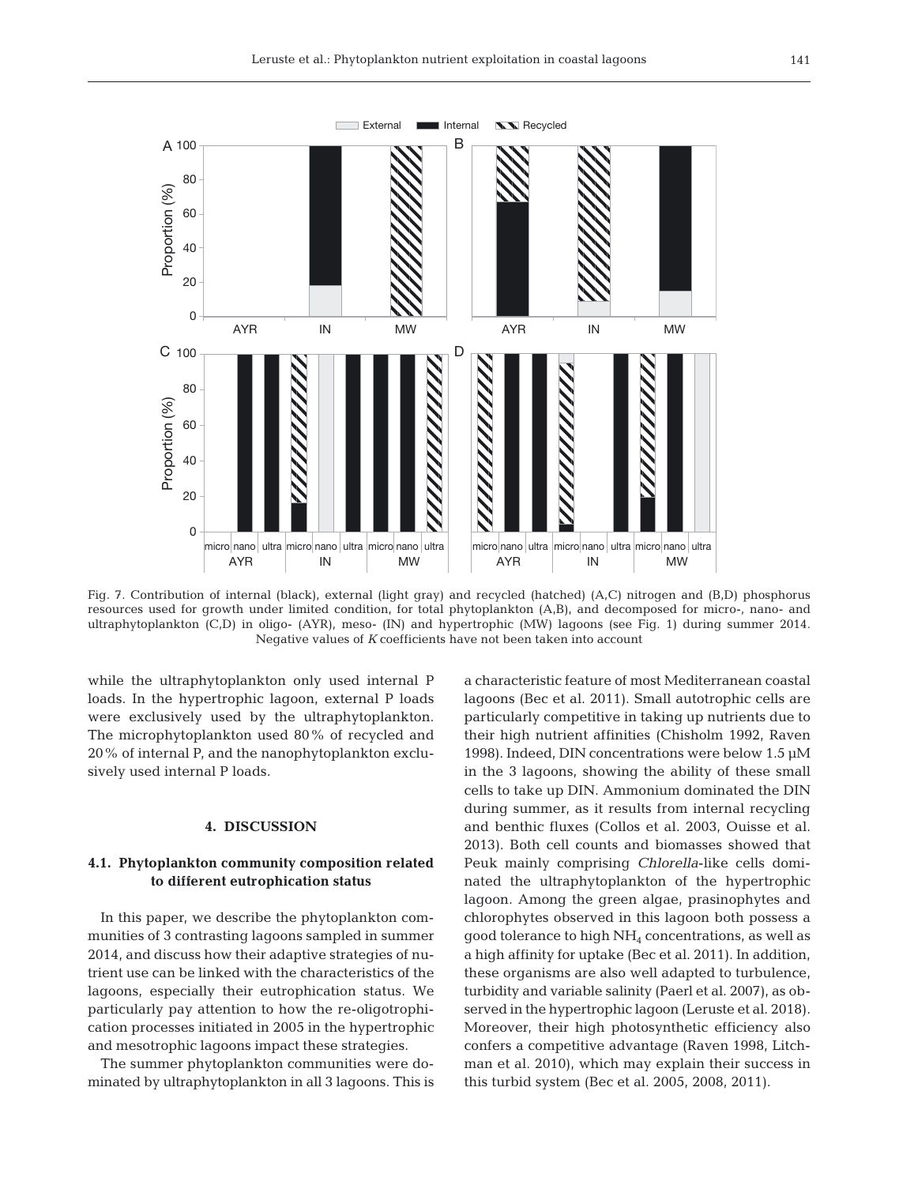Fig. 7. Contribution of internal (black), external (light gray) and recycled (hatched) (A,C) nitrogen and (B,D) phosphorus resources used for growth under limited condition, for total phytoplankton (A,B), and decomposed for micro-, nano- and ultraphytoplankton (C,D) in oligo- (AYR), meso- (IN) and hypertrophic (MW) lagoons (see Fig. 1) during summer 2014. Negative values of $K$ coefficients have not been taken into account

while the ultraphytoplankton only used internal P loads. In the hypertrophic lagoon, external P loads were exclusively used by the ultraphytoplankton. The microphytoplankton used 80% of recycled and 20% of internal P, and the nanophytoplankton exclusively used internal P loads.

## 4. DISCUSSION

### 4.1. Phytoplankton community composition related to different eutrophication status

In this paper, we describe the phytoplankton communities of 3 contrasting lagoons sampled in summer 2014, and discuss how their adaptive strategies of nutrient use can be linked with the characteristics of the lagoons, especially their eutrophication status. We particularly pay attention to how the re-oligotrophication processes initiated in 2005 in the hypertrophic and mesotrophic lagoons impact these strategies.

The summer phytoplankton communities were dominated by ultraphytoplankton in all 3 lagoons. This is a characteristic feature of most Mediterranean coastal lagoons (Bec et al. 2011). Small autotrophic cells are particularly competitive in taking up nutrients due to their high nutrient affinities (Chisholm 1992, Raven 1998). Indeed, DIN concentrations were below 1.5 µM in the 3 lagoons, showing the ability of these small cells to take up DIN. Ammonium dominated the DIN during summer, as it results from internal recycling and benthic fluxes (Collos et al. 2003, Ouisse et al. 2013). Both cell counts and biomasses showed that Peuk mainly comprising *Chlorella*-like cells dominated the ultraphytoplankton of the hypertrophic lagoon. Among the green algae, prasinophytes and chlorophytes observed in this lagoon both possess a good tolerance to high $NH_4$ concentrations, as well as a high affinity for uptake (Bec et al. 2011). In addition, these organisms are also well adapted to turbulence, turbidity and variable salinity (Paerl et al. 2007), as observed in the hypertrophic lagoon (Leruste et al. 2018). Moreover, their high photosynthetic efficiency also confers a competitive advantage (Raven 1998, Litchman et al. 2010), which may explain their success in this turbid system (Bec et al. 2005, 2008, 2011).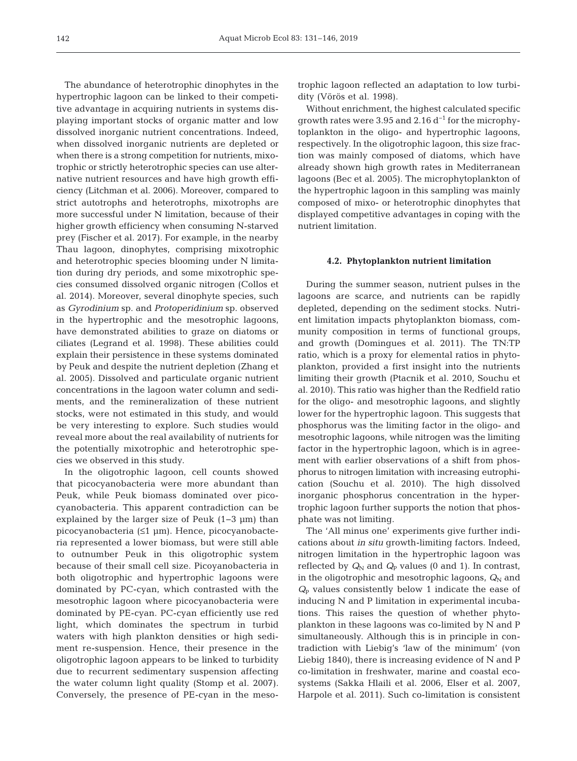The abundance of heterotrophic dinophytes in the hypertrophic lagoon can be linked to their competitive advantage in acquiring nutrients in systems displaying important stocks of organic matter and low dissolved inorganic nutrient concentrations. Indeed, when dissolved inorganic nutrients are depleted or when there is a strong competition for nutrients, mixotrophic or strictly heterotrophic species can use alternative nutrient resources and have high growth efficiency (Litchman et al. 2006). Moreover, compared to strict autotrophs and heterotrophs, mixotrophs are more successful under N limitation, because of their higher growth efficiency when consuming N-starved prey (Fischer et al. 2017). For example, in the nearby Thau lagoon, dinophytes, comprising mixotrophic and heterotrophic species blooming under N limitation during dry periods, and some mixotrophic species consumed dissolved organic nitrogen (Collos et al. 2014). Moreover, several dinophyte species, such as *Gyrodinium* sp. and *Protoperidinium* sp. observed in the hypertrophic and the mesotrophic lagoons, have demonstrated abilities to graze on diatoms or ciliates (Legrand et al. 1998). These abilities could explain their persistence in these systems dominated by Peuk and despite the nutrient depletion (Zhang et al. 2005). Dissolved and particulate organic nutrient concentrations in the lagoon water column and sediments, and the remineralization of these nutrient stocks, were not estimated in this study, and would be very interesting to explore. Such studies would reveal more about the real availability of nutrients for the potentially mixotrophic and heterotrophic species we observed in this study.

In the oligotrophic lagoon, cell counts showed that picocyanobacteria were more abundant than Peuk, while Peuk biomass dominated over picocyanobacteria. This apparent contradiction can be explained by the larger size of Peuk (1–3 µm) than picocyanobacteria (≤1 µm). Hence, picocyanobacteria represented a lower biomass, but were still able to outnumber Peuk in this oligotrophic system because of their small cell size. Picoyanobacteria in both oligotrophic and hypertrophic lagoons were dominated by PC-cyan, which contrasted with the mesotrophic lagoon where picocyanobacteria were dominated by PE-cyan. PC-cyan efficiently use red light, which dominates the spectrum in turbid waters with high plankton densities or high sediment re-suspension. Hence, their presence in the oligotrophic lagoon appears to be linked to turbidity due to recurrent sedimentary suspension affecting the water column light quality (Stomp et al. 2007). Conversely, the presence of PE-cyan in the mesotrophic lagoon reflected an adaptation to low turbidity (Vörös et al. 1998).

Without enrichment, the highest calculated specific growth rates were 3.95 and 2.16 $d^{-1}$ for the microphytoplankton in the oligo- and hypertrophic lagoons, respectively. In the oligotrophic lagoon, this size fraction was mainly composed of diatoms, which have already shown high growth rates in Mediterranean lagoons (Bec et al. 2005). The microphytoplankton of the hypertrophic lagoon in this sampling was mainly composed of mixo- or heterotrophic dinophytes that displayed competitive advantages in coping with the nutrient limitation.

#### 4.2. Phytoplankton nutrient limitation

During the summer season, nutrient pulses in the lagoons are scarce, and nutrients can be rapidly depleted, depending on the sediment stocks. Nutrient limitation impacts phytoplankton biomass, community composition in terms of functional groups, and growth (Domingues et al. 2011). The TN:TP ratio, which is a proxy for elemental ratios in phytoplankton, provided a first insight into the nutrients limiting their growth (Ptacnik et al. 2010, Souchu et al. 2010). This ratio was higher than the Redfield ratio for the oligo- and mesotrophic lagoons, and slightly lower for the hypertrophic lagoon. This suggests that phosphorus was the limiting factor in the oligo- and mesotrophic lagoons, while nitrogen was the limiting factor in the hypertrophic lagoon, which is in agreement with earlier observations of a shift from phosphorus to nitrogen limitation with increasing eutrophication (Souchu et al. 2010). The high dissolved inorganic phosphorus concentration in the hypertrophic lagoon further supports the notion that phosphate was not limiting.

The 'All minus one' experiments give further indications about *in situ* growth-limiting factors. Indeed, nitrogen limitation in the hypertrophic lagoon was reflected by $Q_N$ and $Q_P$ values (0 and 1). In contrast, in the oligotrophic and mesotrophic lagoons, $Q_N$ and $Q_P$ values consistently below 1 indicate the ease of inducing N and P limitation in experimental incubations. This raises the question of whether phytoplankton in these lagoons was co-limited by N and P simultaneously. Although this is in principle in contradiction with Liebig's 'law of the minimum' (von Liebig 1840), there is increasing evidence of N and P co-limitation in freshwater, marine and coastal ecosystems (Sakka Hlaili et al. 2006, Elser et al. 2007, Harpole et al. 2011). Such co-limitation is consistent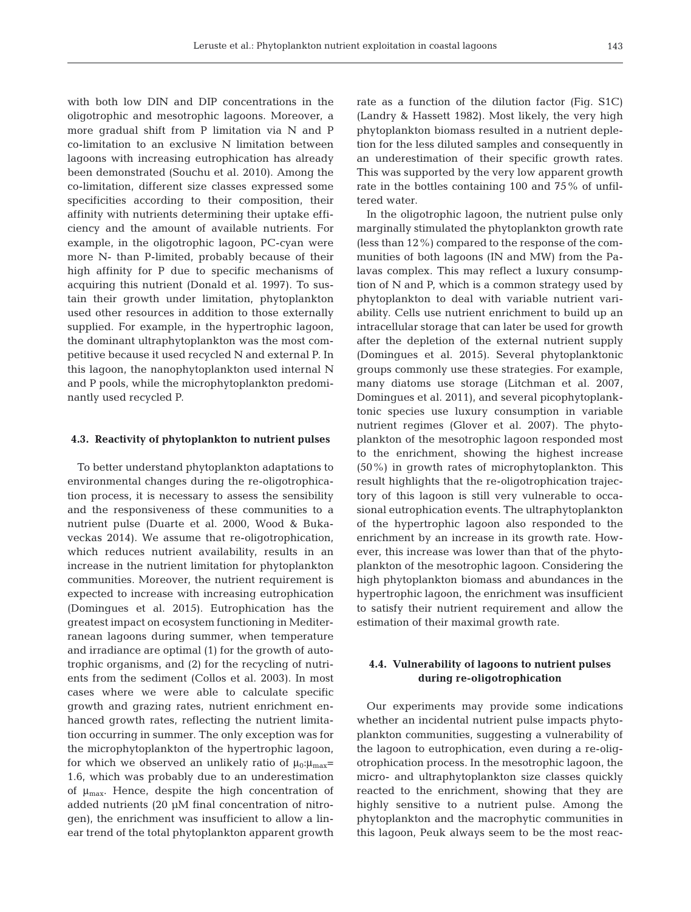with both low DIN and DIP concentrations in the oligotrophic and mesotrophic lagoons. Moreover, a more gradual shift from P limitation via N and P co-limitation to an exclusive N limitation between lagoons with increasing eutrophication has already been demonstrated (Souchu et al. 2010). Among the co-limitation, different size classes expressed some specificities according to their composition, their affinity with nutrients determining their uptake efficiency and the amount of available nutrients. For example, in the oligotrophic lagoon, PC-cyan were more N- than P-limited, probably because of their high affinity for P due to specific mechanisms of acquiring this nutrient (Donald et al. 1997). To sustain their growth under limitation, phytoplankton used other resources in addition to those externally supplied. For example, in the hypertrophic lagoon, the dominant ultraphytoplankton was the most competitive because it used recycled N and external P. In this lagoon, the nanophytoplankton used internal N and P pools, while the microphytoplankton predominantly used recycled P.

### 4.3. Reactivity of phytoplankton to nutrient pulses

To better understand phytoplankton adaptations to environmental changes during the re-oligotrophication process, it is necessary to assess the sensibility and the responsiveness of these communities to a nutrient pulse (Duarte et al. 2000, Wood & Bukaveckas 2014). We assume that re-oligotrophication, which reduces nutrient availability, results in an increase in the nutrient limitation for phytoplankton communities. Moreover, the nutrient requirement is expected to increase with increasing eutrophication (Domingues et al. 2015). Eutrophication has the greatest impact on ecosystem functioning in Mediterranean lagoons during summer, when temperature and irradiance are optimal (1) for the growth of autotrophic organisms, and (2) for the recycling of nutrients from the sediment (Collos et al. 2003). In most cases where we were able to calculate specific growth and grazing rates, nutrient enrichment enhanced growth rates, reflecting the nutrient limitation occurring in summer. The only exception was for the microphytoplankton of the hypertrophic lagoon, for which we observed an unlikely ratio of $\mu_0$:$\mu_{max}$= 1.6, which was probably due to an underestimation of $\mu_{max}$. Hence, despite the high concentration of added nutrients (20 µM final concentration of nitrogen), the enrichment was insufficient to allow a linear trend of the total phytoplankton apparent growth rate as a function of the dilution factor (Fig. S1C) (Landry & Hassett 1982). Most likely, the very high phytoplankton biomass resulted in a nutrient depletion for the less diluted samples and consequently in an underestimation of their specific growth rates. This was supported by the very low apparent growth rate in the bottles containing 100 and 75% of unfiltered water.

In the oligotrophic lagoon, the nutrient pulse only marginally stimulated the phytoplankton growth rate (less than 12%) compared to the response of the communities of both lagoons (IN and MW) from the Palavas complex. This may reflect a luxury consumption of N and P, which is a common strategy used by phytoplankton to deal with variable nutrient variability. Cells use nutrient enrichment to build up an intracellular storage that can later be used for growth after the depletion of the external nutrient supply (Domingues et al. 2015). Several phytoplanktonic groups commonly use these strategies. For example, many diatoms use storage (Litchman et al. 2007, Domingues et al. 2011), and several picophytoplanktonic species use luxury consumption in variable nutrient regimes (Glover et al. 2007). The phytoplankton of the mesotrophic lagoon responded most to the enrichment, showing the highest increase (50%) in growth rates of microphytoplankton. This result highlights that the re-oligotrophication trajectory of this lagoon is still very vulnerable to occasional eutrophication events. The ultraphytoplankton of the hypertrophic lagoon also responded to the enrichment by an increase in its growth rate. However, this increase was lower than that of the phytoplankton of the mesotrophic lagoon. Considering the high phytoplankton biomass and abundances in the hypertrophic lagoon, the enrichment was insufficient to satisfy their nutrient requirement and allow the estimation of their maximal growth rate.

### 4.4. Vulnerability of lagoons to nutrient pulses during re-oligotrophication

Our experiments may provide some indications whether an incidental nutrient pulse impacts phytoplankton communities, suggesting a vulnerability of the lagoon to eutrophication, even during a re-oligotrophication process. In the mesotrophic lagoon, the micro- and ultraphytoplankton size classes quickly reacted to the enrichment, showing that they are highly sensitive to a nutrient pulse. Among the phytoplankton and the macrophytic communities in this lagoon, Peuk always seem to be the most reac-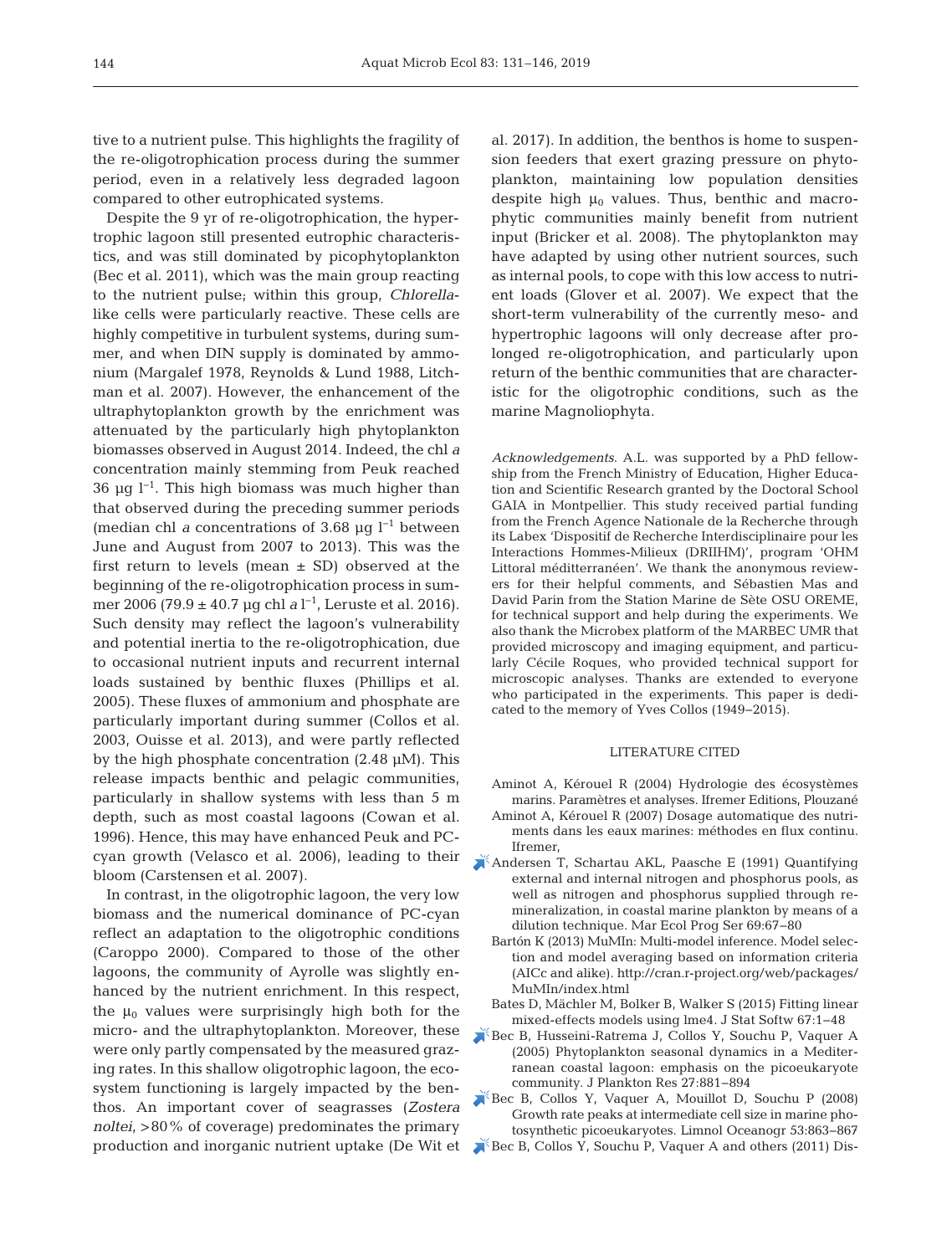tive to a nutrient pulse. This highlights the fragility of the re-oligotrophication process during the summer period, even in a relatively less degraded lagoon compared to other eutrophicated systems.

Despite the 9 yr of re-oligotrophication, the hypertrophic lagoon still presented eutrophic characteristics, and was still dominated by picophytoplankton (Bec et al. 2011), which was the main group reacting to the nutrient pulse; within this group, *Chlorella*-like cells were particularly reactive. These cells are highly competitive in turbulent systems, during summer, and when DIN supply is dominated by ammonium (Margalef 1978, Reynolds & Lund 1988, Litchman et al. 2007). However, the enhancement of the ultraphytoplankton growth by the enrichment was attenuated by the particularly high phytoplankton biomasses observed in August 2014. Indeed, the chl *a* concentration mainly stemming from Peuk reached 36 µg $l^{-1}$. This high biomass was much higher than that observed during the preceding summer periods (median chl *a* concentrations of 3.68 µg $l^{-1}$ between June and August from 2007 to 2013). This was the first return to levels (mean ± SD) observed at the beginning of the re-oligotrophication process in summer 2006 (79.9 ± 40.7 µg chl *a* $l^{-1}$, Leruste et al. 2016). Such density may reflect the lagoon's vulnerability and potential inertia to the re-oligotrophication, due to occasional nutrient inputs and recurrent internal loads sustained by benthic fluxes (Phillips et al. 2005). These fluxes of ammonium and phosphate are particularly important during summer (Collos et al. 2003, Ouisse et al. 2013), and were partly reflected by the high phosphate concentration (2.48 µM). This release impacts benthic and pelagic communities, particularly in shallow systems with less than 5 m depth, such as most coastal lagoons (Cowan et al. 1996). Hence, this may have enhanced Peuk and PC-cyan growth (Velasco et al. 2006), leading to their bloom (Carstensen et al. 2007).

In contrast, in the oligotrophic lagoon, the very low biomass and the numerical dominance of PC-cyan reflect an adaptation to the oligotrophic conditions (Caroppo 2000). Compared to those of the other lagoons, the community of Ayrolle was slightly enhanced by the nutrient enrichment. In this respect, the $\mu_0$ values were surprisingly high both for the micro- and the ultraphytoplankton. Moreover, these were only partly compensated by the measured grazing rates. In this shallow oligotrophic lagoon, the ecosystem functioning is largely impacted by the benthos. An important cover of seagrasses (*Zostera noltei*, >80% of coverage) predominates the primary production and inorganic nutrient uptake (De Wit et al. 2017). In addition, the benthos is home to suspension feeders that exert grazing pressure on phytoplankton, maintaining low population densities despite high $\mu_0$ values. Thus, benthic and macrophytic communities mainly benefit from nutrient input (Bricker et al. 2008). The phytoplankton may have adapted by using other nutrient sources, such as internal pools, to cope with this low access to nutrient loads (Glover et al. 2007). We expect that the short-term vulnerability of the currently meso- and hypertrophic lagoons will only decrease after prolonged re-oligotrophication, and particularly upon return of the benthic communities that are characteristic for the oligotrophic conditions, such as the marine Magnoliophyta.

*Acknowledgements.* A.L. was supported by a PhD fellowship from the French Ministry of Education, Higher Education and Scientific Research granted by the Doctoral School GAIA in Montpellier. This study received partial funding from the French Agence Nationale de la Recherche through its Labex 'Dispositif de Recherche Interdisciplinaire pour les Interactions Hommes-Milieux (DRIIHM)', program 'OHM Littoral méditerranéen'. We thank the anonymous reviewers for their helpful comments, and Sébastien Mas and David Parin from the Station Marine de Sète OSU OREME, for technical support and help during the experiments. We also thank the Microbex platform of the MARBEC UMR that provided microscopy and imaging equipment, and particularly Cécile Roques, who provided technical support for microscopic analyses. Thanks are extended to everyone who participated in the experiments. This paper is dedicated to the memory of Yves Collos (1949–2015).

## LITERATURE CITED

- Aminot A, Kérouel R (2004) Hydrologie des écosystèmes marins. Paramètres et analyses. Ifremer Editions, Plouzané
- Aminot A, Kérouel R (2007) Dosage automatique des nutriments dans les eaux marines: méthodes en flux continu. Ifremer,
- Andersen T, Schartau AKL, Paasche E (1991) Quantifying external and internal nitrogen and phosphorus pools, as well as nitrogen and phosphorus supplied through remineralization, in coastal marine plankton by means of a dilution technique. Mar Ecol Prog Ser 69:67–80
- Bartón K (2013) MuMIn: Multi-model inference. Model selection and model averaging based on information criteria (AICc and alike). http://cran.r-project.org/web/packages/MuMIn/index.html
- Bates D, Mächler M, Bolker B, Walker S (2015) Fitting linear mixed-effects models using lme4. J Stat Softw 67:1–48
- Bec B, Husseini-Ratrema J, Collos Y, Souchu P, Vaquer A (2005) Phytoplankton seasonal dynamics in a Mediterranean coastal lagoon: emphasis on the picoeukaryote community. J Plankton Res 27:881–894
- Bec B, Collos Y, Vaquer A, Mouillot D, Souchu P (2008) Growth rate peaks at intermediate cell size in marine photosynthetic picoeukaryotes. Limnol Oceanogr 53:863–867
- Bec B, Collos Y, Souchu P, Vaquer A and others (2011) Dis-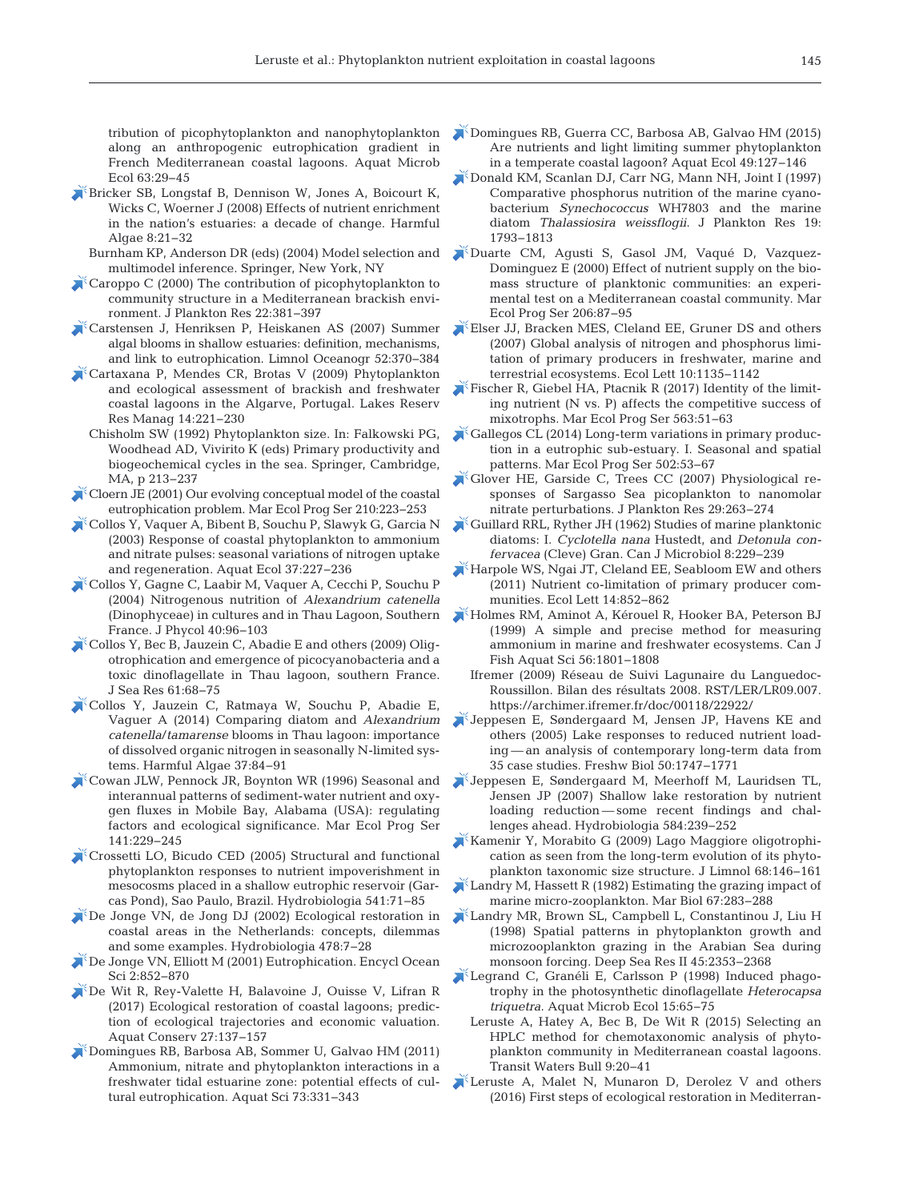tribution of picophytoplankton and nanophytoplankton along an anthropogenic eutrophication gradient in French Mediterranean coastal lagoons. Aquat Microb Ecol 63:29–45

Bricker SB, Longstaf B, Dennison W, Jones A, Boicourt K, Wicks C, Woerner J (2008) Effects of nutrient enrichment in the nation's estuaries: a decade of change. Harmful Algae 8:21–32

Burnham KP, Anderson DR (eds) (2004) Model selection and multimodel inference. Springer, New York, NY

Caroppo C (2000) The contribution of picophytoplankton to community structure in a Mediterranean brackish environment. J Plankton Res 22:381–397

Carstensen J, Henriksen P, Heiskanen AS (2007) Summer algal blooms in shallow estuaries: definition, mechanisms, and link to eutrophication. Limnol Oceanogr 52:370–384

Cartaxana P, Mendes CR, Brotas V (2009) Phytoplankton and ecological assessment of brackish and freshwater coastal lagoons in the Algarve, Portugal. Lakes Reserv Res Manag 14:221–230

Chisholm SW (1992) Phytoplankton size. In: Falkowski PG, Woodhead AD, Vivirito K (eds) Primary productivity and biogeochemical cycles in the sea. Springer, Cambridge, MA, p 213–237

Cloern JE (2001) Our evolving conceptual model of the coastal eutrophication problem. Mar Ecol Prog Ser 210:223–253

Collos Y, Vaquer A, Bibent B, Souchu P, Slawyk G, Garcia N (2003) Response of coastal phytoplankton to ammonium and nitrate pulses: seasonal variations of nitrogen uptake and regeneration. Aquat Ecol 37:227–236

Collos Y, Gagne C, Laabir M, Vaquer A, Cecchi P, Souchu P (2004) Nitrogenous nutrition of *Alexandrium catenella* (Dinophyceae) in cultures and in Thau Lagoon, Southern France. J Phycol 40:96–103

Collos Y, Bec B, Jauzein C, Abadie E and others (2009) Oligotrophication and emergence of picocyanobacteria and a toxic dinoflagellate in Thau lagoon, southern France. J Sea Res 61:68–75

Collos Y, Jauzein C, Ratmaya W, Souchu P, Abadie E, Vaquer A (2014) Comparing diatom and *Alexandrium catenella/tamarense* blooms in Thau lagoon: importance of dissolved organic nitrogen in seasonally N-limited systems. Harmful Algae 37:84–91

Cowan JLW, Pennock JR, Boynton WR (1996) Seasonal and interannual patterns of sediment-water nutrient and oxygen fluxes in Mobile Bay, Alabama (USA): regulating factors and ecological significance. Mar Ecol Prog Ser 141:229–245

Crossetti LO, Bicudo CED (2005) Structural and functional phytoplankton responses to nutrient impoverishment in mesocosms placed in a shallow eutrophic reservoir (Garças Pond), Sao Paulo, Brazil. Hydrobiologia 541:71–85

De Jonge VN, de Jong DJ (2002) Ecological restoration in coastal areas in the Netherlands: concepts, dilemmas and some examples. Hydrobiologia 478:7–28

De Jonge VN, Elliott M (2001) Eutrophication. Encycl Ocean Sci 2:852–870

De Wit R, Rey-Valette H, Balavoine J, Ouisse V, Lifran R (2017) Ecological restoration of coastal lagoons; prediction of ecological trajectories and economic valuation. Aquat Conserv 27:137–157

Domingues RB, Barbosa AB, Sommer U, Galvao HM (2011) Ammonium, nitrate and phytoplankton interactions in a freshwater tidal estuarine zone: potential effects of cultural eutrophication. Aquat Sci 73:331–343

Domingues RB, Guerra CC, Barbosa AB, Galvao HM (2015) Are nutrients and light limiting summer phytoplankton in a temperate coastal lagoon? Aquat Ecol 49:127–146

Donald KM, Scanlan DJ, Carr NG, Mann NH, Joint I (1997) Comparative phosphorus nutrition of the marine cyanobacterium *Synechococcus* WH7803 and the marine diatom *Thalassiosira weissflogii*. J Plankton Res 19:1793–1813

Duarte CM, Agusti S, Gasol JM, Vaqué D, Vazquez-Dominguez E (2000) Effect of nutrient supply on the biomass structure of planktonic communities: an experimental test on a Mediterranean coastal community. Mar Ecol Prog Ser 206:87–95

Elser JJ, Bracken MES, Cleland EE, Gruner DS and others (2007) Global analysis of nitrogen and phosphorus limitation of primary producers in freshwater, marine and terrestrial ecosystems. Ecol Lett 10:1135–1142

Fischer R, Giebel HA, Ptacnik R (2017) Identity of the limiting nutrient (N vs. P) affects the competitive success of mixotrophs. Mar Ecol Prog Ser 563:51–63

Gallegos CL (2014) Long-term variations in primary production in a eutrophic sub-estuary. I. Seasonal and spatial patterns. Mar Ecol Prog Ser 502:53–67

Glover HE, Garside C, Trees CC (2007) Physiological responses of Sargasso Sea picoplankton to nanomolar nitrate perturbations. J Plankton Res 29:263–274

Guillard RRL, Ryther JH (1962) Studies of marine planktonic diatoms: I. *Cyclotella nana* Hustedt, and *Detonula confervacea* (Cleve) Gran. Can J Microbiol 8:229–239

Harpole WS, Ngai JT, Cleland EE, Seabloom EW and others (2011) Nutrient co-limitation of primary producer communities. Ecol Lett 14:852–862

Holmes RM, Aminot A, Kérouel R, Hooker BA, Peterson BJ (1999) A simple and precise method for measuring ammonium in marine and freshwater ecosystems. Can J Fish Aquat Sci 56:1801–1808

Ifremer (2009) Réseau de Suivi Lagunaire du Languedoc-Roussillon. Bilan des résultats 2008. RST/LER/LR09.007. https://archimer.ifremer.fr/doc/00118/22922/

Jeppesen E, Søndergaard M, Jensen JP, Havens KE and others (2005) Lake responses to reduced nutrient loading — an analysis of contemporary long-term data from 35 case studies. Freshw Biol 50:1747–1771

Jeppesen E, Søndergaard M, Meerhoff M, Lauridsen TL, Jensen JP (2007) Shallow lake restoration by nutrient loading reduction — some recent findings and challenges ahead. Hydrobiologia 584:239–252

Kamenir Y, Morabito G (2009) Lago Maggiore oligotrophication as seen from the long-term evolution of its phytoplankton taxonomic size structure. J Limnol 68:146–161

Landry M, Hassett R (1982) Estimating the grazing impact of marine micro-zooplankton. Mar Biol 67:283–288

Landry MR, Brown SL, Campbell L, Constantinou J, Liu H (1998) Spatial patterns in phytoplankton growth and microzooplankton grazing in the Arabian Sea during monsoon forcing. Deep Sea Res II 45:2353–2368

Legrand C, Granéli E, Carlsson P (1998) Induced phagotrophy in the photosynthetic dinoflagellate *Heterocapsa triquetra*. Aquat Microb Ecol 15:65–75

Leruste A, Hatey A, Bec B, De Wit R (2015) Selecting an HPLC method for chemotaxonomic analysis of phytoplankton community in Mediterranean coastal lagoons. Transit Waters Bull 9:20–41

Leruste A, Malet N, Munaron D, Derolez V and others (2016) First steps of ecological restoration in Mediterran-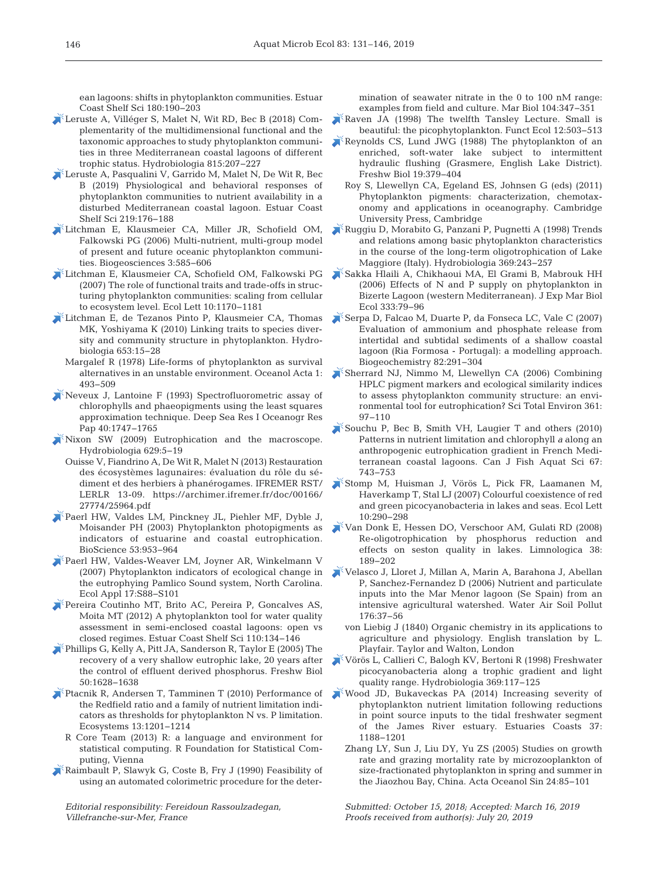ean lagoons: shifts in phytoplankton communities. Estuar Coast Shelf Sci 180:190–203

Leruste A, Villéger S, Malet N, Wit RD, Bec B (2018) Complementarity of the multidimensional functional and the taxonomic approaches to study phytoplankton communities in three Mediterranean coastal lagoons of different trophic status. Hydrobiologia 815:207–227

Leruste A, Pasqualini V, Garrido M, Malet N, De Wit R, Bec B (2019) Physiological and behavioral responses of phytoplankton communities to nutrient availability in a disturbed Mediterranean coastal lagoon. Estuar Coast Shelf Sci 219:176–188

Litchman E, Klausmeier CA, Miller JR, Schofield OM, Falkowski PG (2006) Multi-nutrient, multi-group model of present and future oceanic phytoplankton communities. Biogeosciences 3:585–606

Litchman E, Klausmeier CA, Schofield OM, Falkowski PG (2007) The role of functional traits and trade-offs in structuring phytoplankton communities: scaling from cellular to ecosystem level. Ecol Lett 10:1170–1181

Litchman E, de Tezanos Pinto P, Klausmeier CA, Thomas MK, Yoshiyama K (2010) Linking traits to species diversity and community structure in phytoplankton. Hydrobiologia 653:15–28

Margalef R (1978) Life-forms of phytoplankton as survival alternatives in an unstable environment. Oceanol Acta 1: 493–509

Neveux J, Lantoine F (1993) Spectrofluorometric assay of chlorophylls and phaeopigments using the least squares approximation technique. Deep Sea Res I Oceanogr Res Pap 40:1747–1765

Nixon SW (2009) Eutrophication and the macroscope. Hydrobiologia 629:5–19

Ouisse V, Fiandrino A, De Wit R, Malet N (2013) Restauration des écosystèmes lagunaires: évaluation du rôle du sédiment et des herbiers à phanérogames. IFREMER RST/LERLR 13-09. https://archimer.ifremer.fr/doc/00166/27774/25964.pdf

Paerl HW, Valdes LM, Pinckney JL, Piehler MF, Dyble J, Moisander PH (2003) Phytoplankton photopigments as indicators of estuarine and coastal eutrophication. BioScience 53:953–964

Paerl HW, Valdes-Weaver LM, Joyner AR, Winkelmann V (2007) Phytoplankton indicators of ecological change in the eutrophying Pamlico Sound system, North Carolina. Ecol Appl 17:S88–S101

Pereira Coutinho MT, Brito AC, Pereira P, Goncalves AS, Moita MT (2012) A phytoplankton tool for water quality assessment in semi-enclosed coastal lagoons: open vs closed regimes. Estuar Coast Shelf Sci 110:134–146

Phillips G, Kelly A, Pitt JA, Sanderson R, Taylor E (2005) The recovery of a very shallow eutrophic lake, 20 years after the control of effluent derived phosphorus. Freshw Biol 50:1628–1638

Ptacnik R, Andersen T, Tamminen T (2010) Performance of the Redfield ratio and a family of nutrient limitation indicators as thresholds for phytoplankton N vs. P limitation. Ecosystems 13:1201–1214

R Core Team (2013) R: a language and environment for statistical computing. R Foundation for Statistical Computing, Vienna

Raimbault P, Slawyk G, Coste B, Fry J (1990) Feasibility of using an automated colorimetric procedure for the determination of seawater nitrate in the 0 to 100 nM range: examples from field and culture. Mar Biol 104:347–351

Raven JA (1998) The twelfth Tansley Lecture. Small is beautiful: the picophytoplankton. Funct Ecol 12:503–513

Reynolds CS, Lund JWG (1988) The phytoplankton of an enriched, soft-water lake subject to intermittent hydraulic flushing (Grasmere, English Lake District). Freshw Biol 19:379–404

Roy S, Llewellyn CA, Egeland ES, Johnsen G (eds) (2011) Phytoplankton pigments: characterization, chemotaxonomy and applications in oceanography. Cambridge University Press, Cambridge

Ruggiu D, Morabito G, Panzani P, Pugnetti A (1998) Trends and relations among basic phytoplankton characteristics in the course of the long-term oligotrophication of Lake Maggiore (Italy). Hydrobiologia 369:243–257

Sakka Hlaili A, Chikhaoui MA, El Grami B, Mabrouk HH (2006) Effects of N and P supply on phytoplankton in Bizerte Lagoon (western Mediterranean). J Exp Mar Biol Ecol 333:79–96

Serpa D, Falcao M, Duarte P, da Fonseca LC, Vale C (2007) Evaluation of ammonium and phosphate release from intertidal and subtidal sediments of a shallow coastal lagoon (Ria Formosa - Portugal): a modelling approach. Biogeochemistry 82:291–304

Sherrard NJ, Nimmo M, Llewellyn CA (2006) Combining HPLC pigment markers and ecological similarity indices to assess phytoplankton community structure: an environmental tool for eutrophication? Sci Total Environ 361: 97–110

Souchu P, Bec B, Smith VH, Laugier T and others (2010) Patterns in nutrient limitation and chlorophyll *a* along an anthropogenic eutrophication gradient in French Mediterranean coastal lagoons. Can J Fish Aquat Sci 67: 743–753

Stomp M, Huisman J, Vörös L, Pick FR, Laamanen M, Haverkamp T, Stal LJ (2007) Colourful coexistence of red and green picocyanobacteria in lakes and seas. Ecol Lett 10:290–298

Van Donk E, Hessen DO, Verschoor AM, Gulati RD (2008) Re-oligotrophication by phosphorus reduction and effects on seston quality in lakes. Limnologica 38: 189–202

Velasco J, Lloret J, Millan A, Marin A, Barahona J, Abellan P, Sanchez-Fernandez D (2006) Nutrient and particulate inputs into the Mar Menor lagoon (Se Spain) from an intensive agricultural watershed. Water Air Soil Pollut 176:37–56

von Liebig J (1840) Organic chemistry in its applications to agriculture and physiology. English translation by L. Playfair. Taylor and Walton, London

Vörös L, Callieri C, Balogh KV, Bertoni R (1998) Freshwater picocyanobacteria along a trophic gradient and light quality range. Hydrobiologia 369:117–125

Wood JD, Bukaveckas PA (2014) Increasing severity of phytoplankton nutrient limitation following reductions in point source inputs to the tidal freshwater segment of the James River estuary. Estuaries Coasts 37: 1188–1201

Zhang LY, Sun J, Liu DY, Yu ZS (2005) Studies on growth rate and grazing mortality rate by microzooplankton of size-fractionated phytoplankton in spring and summer in the Jiaozhou Bay, China. Acta Oceanol Sin 24:85–101

*Editorial responsibility: Fereidoun Rassoulzadegan, Villefranche-sur-Mer, France*

*Submitted: October 15, 2018; Accepted: March 16, 2019*
*Proofs received from author(s): July 20, 2019*